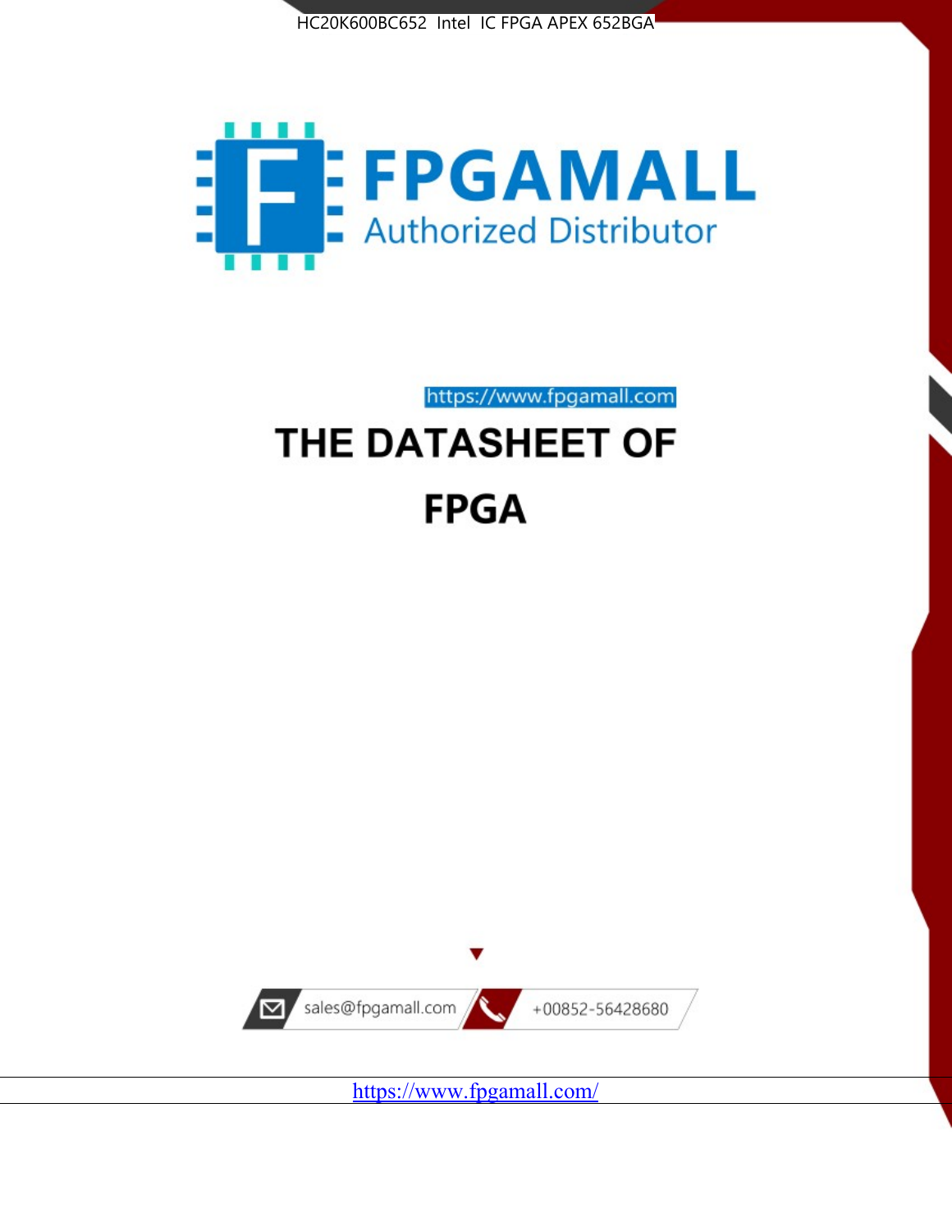HC20K600BC652 Intel IC FPGA APEX 652BGA

FPGAMALL

Authorized Distributor

https://www.fpgamall.com

# THE DATASHEET OF

# FPGA

sales@fpgamall.com

+00852-56428680

https://www.fpgamall.com/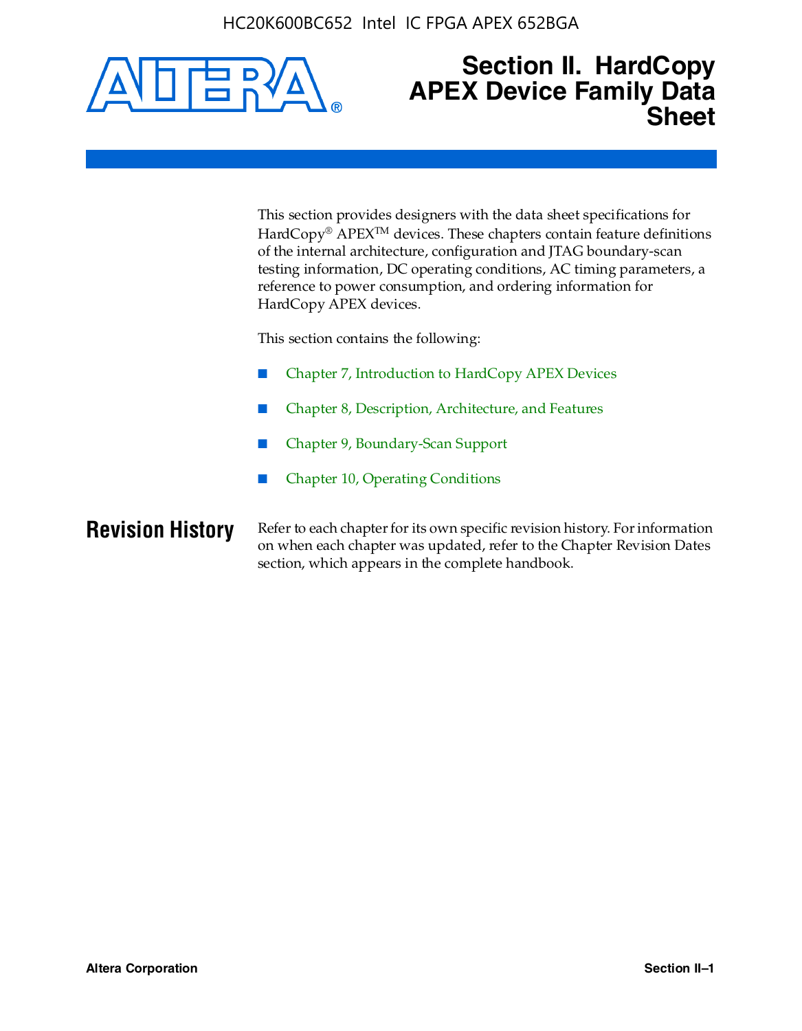# Section II. HardCopy APEX Device Family Data Sheet

This section provides designers with the data sheet specifications for HardCopy® APEX™ devices. These chapters contain feature definitions of the internal architecture, configuration and JTAG boundary-scan testing information, DC operating conditions, AC timing parameters, a reference to power consumption, and ordering information for HardCopy APEX devices.

This section contains the following:

- Chapter 7, Introduction to HardCopy APEX Devices
- Chapter 8, Description, Architecture, and Features
- Chapter 9, Boundary-Scan Support
- Chapter 10, Operating Conditions

## Revision History

Refer to each chapter for its own specific revision history. For information on when each chapter was updated, refer to the Chapter Revision Dates section, which appears in the complete handbook.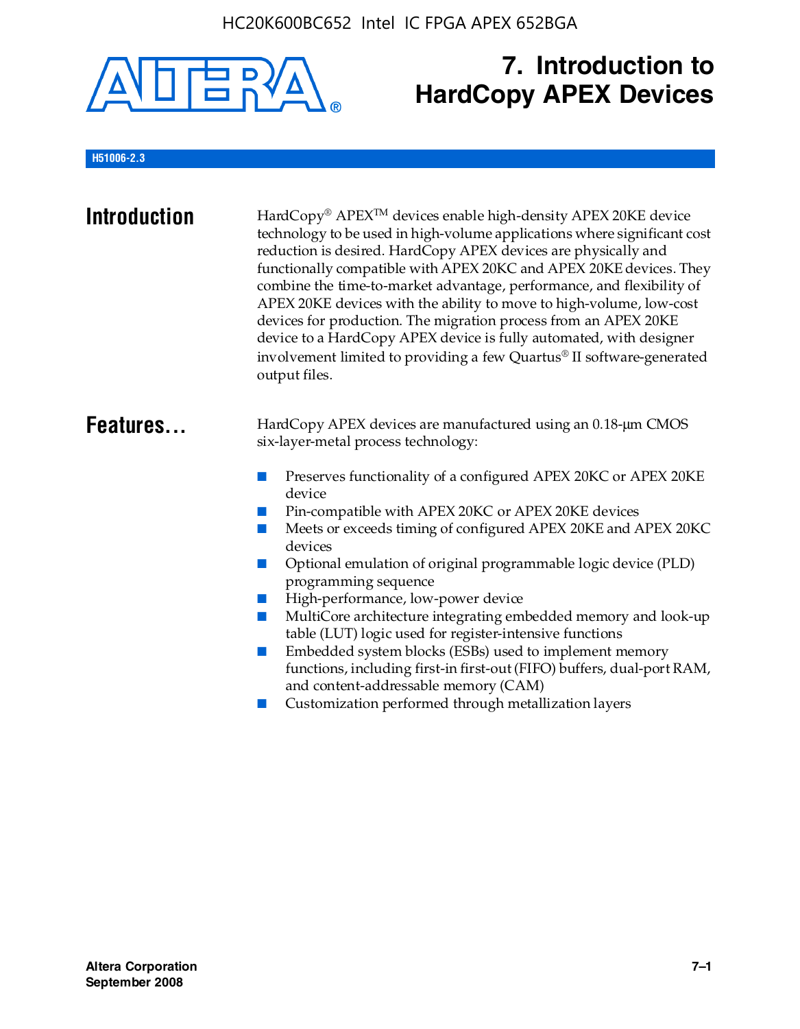# 7. Introduction to HardCopy APEX Devices

H51006-2.3

## Introduction

HardCopy® APEX™ devices enable high-density APEX 20KE device technology to be used in high-volume applications where significant cost reduction is desired. HardCopy APEX devices are physically and functionally compatible with APEX 20KC and APEX 20KE devices. They combine the time-to-market advantage, performance, and flexibility of APEX 20KE devices with the ability to move to high-volume, low-cost devices for production. The migration process from an APEX 20KE device to a HardCopy APEX device is fully automated, with designer involvement limited to providing a few Quartus® II software-generated output files.

## Features...

HardCopy APEX devices are manufactured using an 0.18-µm CMOS six-layer-metal process technology:

- Preserves functionality of a configured APEX 20KC or APEX 20KE device
- Pin-compatible with APEX 20KC or APEX 20KE devices
- Meets or exceeds timing of configured APEX 20KE and APEX 20KC devices
- Optional emulation of original programmable logic device (PLD) programming sequence
- High-performance, low-power device
- MultiCore architecture integrating embedded memory and look-up table (LUT) logic used for register-intensive functions
- Embedded system blocks (ESBs) used to implement memory functions, including first-in first-out (FIFO) buffers, dual-port RAM, and content-addressable memory (CAM)
- Customization performed through metallization layers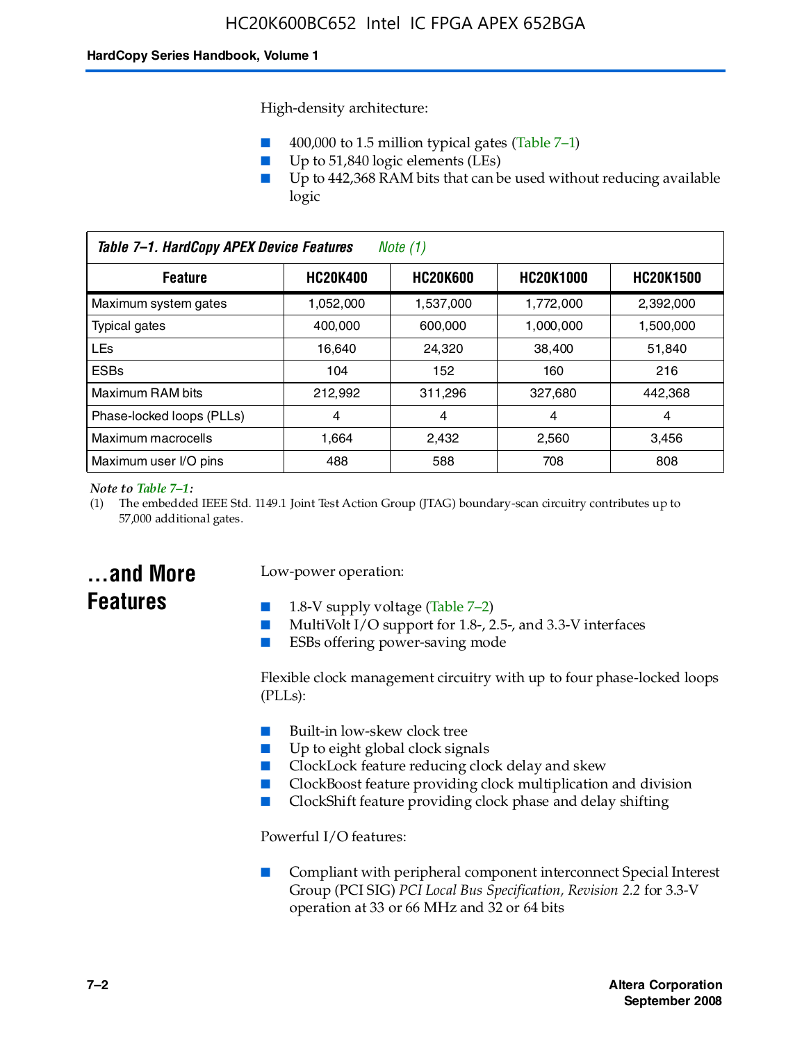High-density architecture:

- 400,000 to 1.5 million typical gates (Table 7–1)
- Up to 51,840 logic elements (LEs)
- Up to 442,368 RAM bits that can be used without reducing available logic

*Table 7–1. HardCopy APEX Device Features* Note (1)

| Feature | HC20K400 | HC20K600 | HC20K1000 | HC20K1500 |
|---|---|---|---|---|
| Maximum system gates | 1,052,000 | 1,537,000 | 1,772,000 | 2,392,000 |
| Typical gates | 400,000 | 600,000 | 1,000,000 | 1,500,000 |
| LEs | 16,640 | 24,320 | 38,400 | 51,840 |
| ESBs | 104 | 152 | 160 | 216 |
| Maximum RAM bits | 212,992 | 311,296 | 327,680 | 442,368 |
| Phase-locked loops (PLLs) | 4 | 4 | 4 | 4 |
| Maximum macrocells | 1,664 | 2,432 | 2,560 | 3,456 |
| Maximum user I/O pins | 488 | 588 | 708 | 808 |

*Note to Table 7–1:*
(1) The embedded IEEE Std. 1149.1 Joint Test Action Group (JTAG) boundary-scan circuitry contributes up to 57,000 additional gates.

## ...and More Features

Low-power operation:

- 1.8-V supply voltage (Table 7–2)
- MultiVolt I/O support for 1.8-, 2.5-, and 3.3-V interfaces
- ESBs offering power-saving mode

Flexible clock management circuitry with up to four phase-locked loops (PLLs):

- Built-in low-skew clock tree
- Up to eight global clock signals
- ClockLock feature reducing clock delay and skew
- ClockBoost feature providing clock multiplication and division
- ClockShift feature providing clock phase and delay shifting

Powerful I/O features:

- Compliant with peripheral component interconnect Special Interest Group (PCI SIG) *PCI Local Bus Specification, Revision 2.2* for 3.3-V operation at 33 or 66 MHz and 32 or 64 bits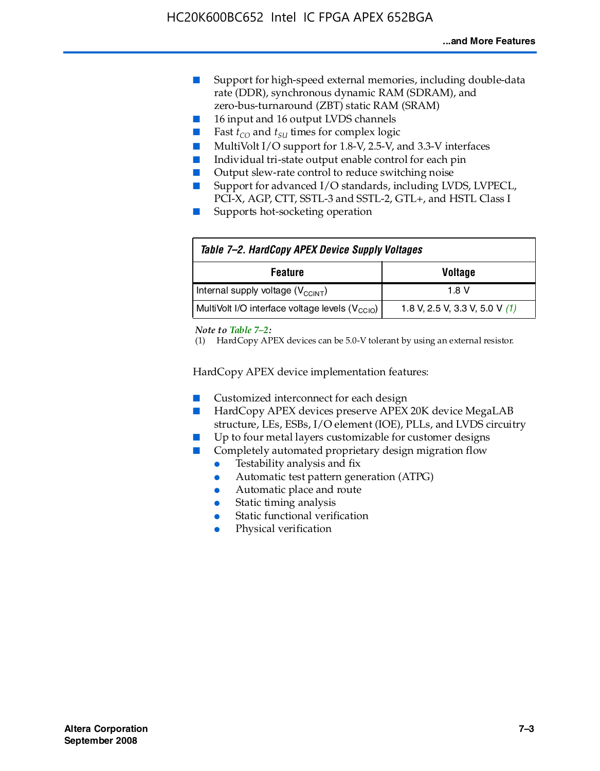- Support for high-speed external memories, including double-data rate (DDR), synchronous dynamic RAM (SDRAM), and zero-bus-turnaround (ZBT) static RAM (SRAM)
- 16 input and 16 output LVDS channels
- Fast $t_{CO}$ and $t_{SU}$ times for complex logic
- MultiVolt I/O support for 1.8-V, 2.5-V, and 3.3-V interfaces
- Individual tri-state output enable control for each pin
- Output slew-rate control to reduce switching noise
- Support for advanced I/O standards, including LVDS, LVPECL, PCI-X, AGP, CTT, SSTL-3 and SSTL-2, GTL+, and HSTL Class I
- Supports hot-socketing operation

**Table 7–2. HardCopy APEX Device Supply Voltages**

| Feature | Voltage |
|---|---|
| Internal supply voltage ($V_{CCINT}$) | 1.8 V |
| MultiVolt I/O interface voltage levels ($V_{CCIO}$) | 1.8 V, 2.5 V, 3.3 V, 5.0 V *(1)* |

*Note to Table 7–2:*

(1) HardCopy APEX devices can be 5.0-V tolerant by using an external resistor.

HardCopy APEX device implementation features:

- Customized interconnect for each design
- HardCopy APEX devices preserve APEX 20K device MegaLAB structure, LEs, ESBs, I/O element (IOE), PLLs, and LVDS circuitry
- Up to four metal layers customizable for customer designs
- Completely automated proprietary design migration flow
  - Testability analysis and fix
  - Automatic test pattern generation (ATPG)
  - Automatic place and route
  - Static timing analysis
  - Static functional verification
  - Physical verification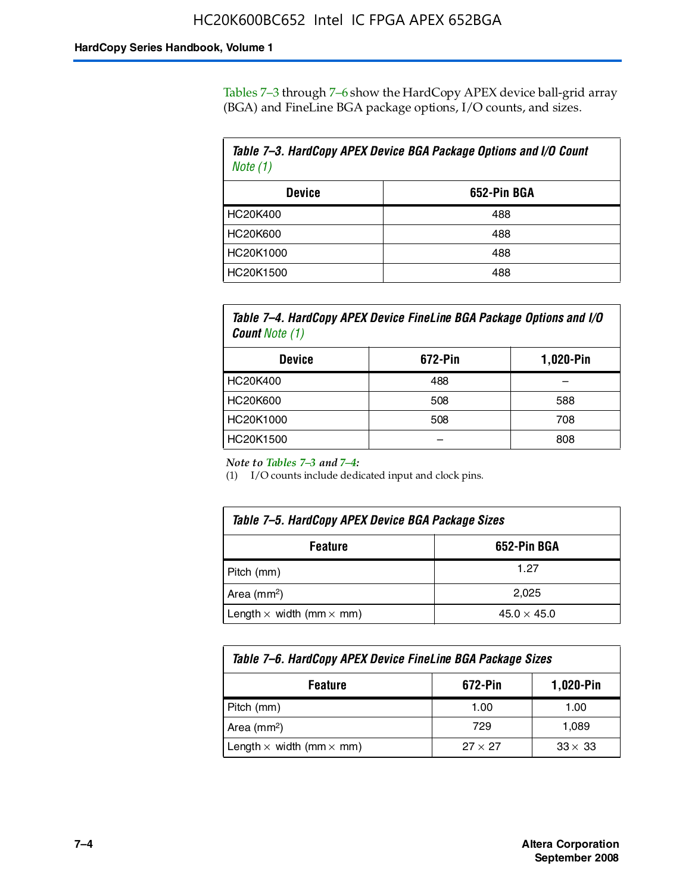Tables 7–3 through 7–6 show the HardCopy APEX device ball-grid array (BGA) and FineLine BGA package options, I/O counts, and sizes.

*Table 7–3. HardCopy APEX Device BGA Package Options and I/O Count Note (1)*

| Device | 652-Pin BGA |
|---|---|
| HC20K400 | 488 |
| HC20K600 | 488 |
| HC20K1000 | 488 |
| HC20K1500 | 488 |

*Table 7–4. HardCopy APEX Device FineLine BGA Package Options and I/O Count Note (1)*

| Device | 672-Pin | 1,020-Pin |
|---|---|---|
| HC20K400 | 488 | – |
| HC20K600 | 508 | 588 |
| HC20K1000 | 508 | 708 |
| HC20K1500 | – | 808 |

*Note to Tables 7–3 and 7–4:*

(1) I/O counts include dedicated input and clock pins.

*Table 7–5. HardCopy APEX Device BGA Package Sizes*

| Feature | 652-Pin BGA |
|---|---|
| Pitch (mm) | 1.27 |
| Area (mm$^2$) | 2,025 |
| Length × width (mm × mm) | 45.0 × 45.0 |

*Table 7–6. HardCopy APEX Device FineLine BGA Package Sizes*

| Feature | 672-Pin | 1,020-Pin |
|---|---|---|
| Pitch (mm) | 1.00 | 1.00 |
| Area (mm$^2$) | 729 | 1,089 |
| Length × width (mm × mm) | 27 × 27 | 33 × 33 |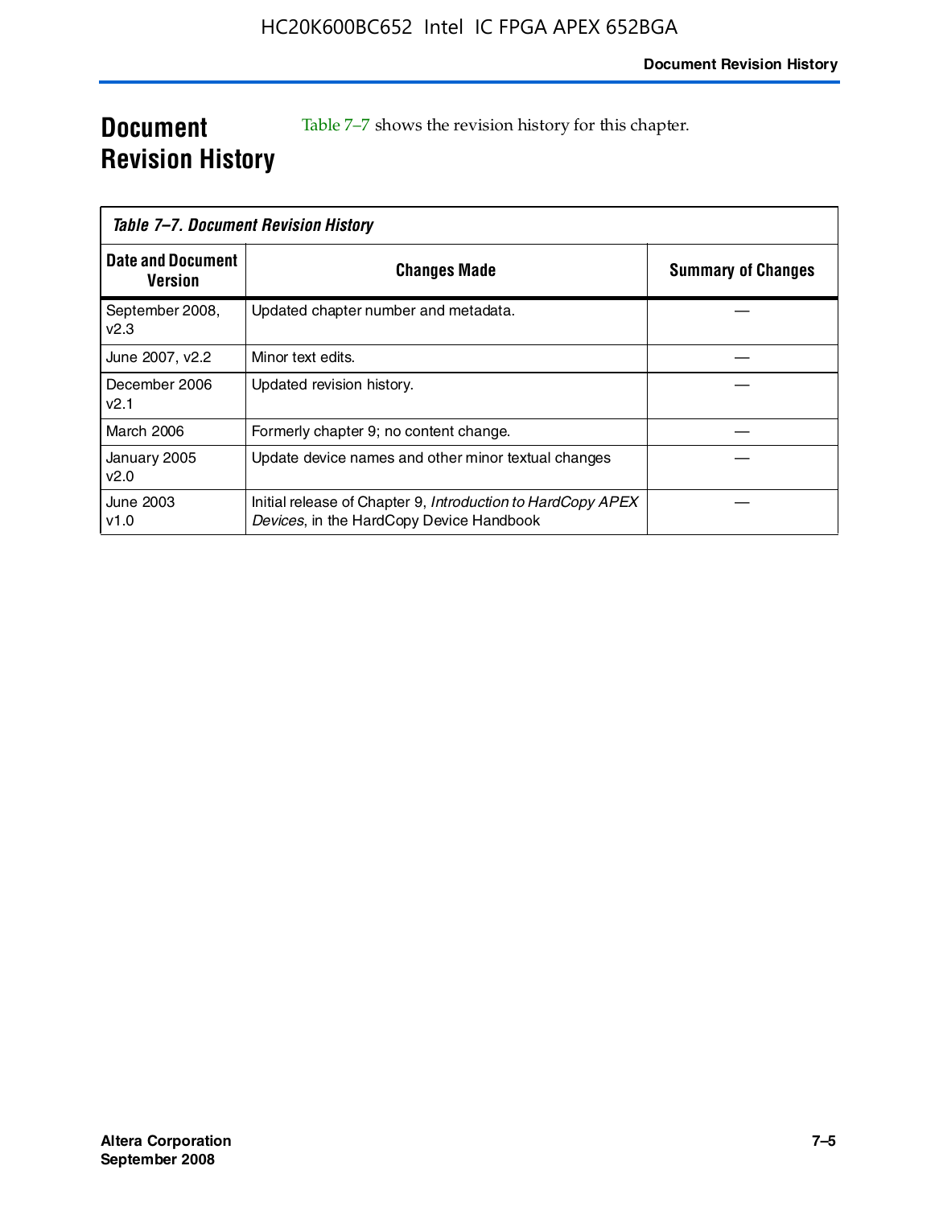# Document Revision History

Table 7–7 shows the revision history for this chapter.

*Table 7–7. Document Revision History*

| Date and Document Version | Changes Made | Summary of Changes |
|---|---|---|
| September 2008, v2.3 | Updated chapter number and metadata. | — |
| June 2007, v2.2 | Minor text edits. | — |
| December 2006 v2.1 | Updated revision history. | — |
| March 2006 | Formerly chapter 9; no content change. | — |
| January 2005 v2.0 | Update device names and other minor textual changes | — |
| June 2003 v1.0 | Initial release of Chapter 9, *Introduction to HardCopy APEX Devices*, in the HardCopy Device Handbook | — |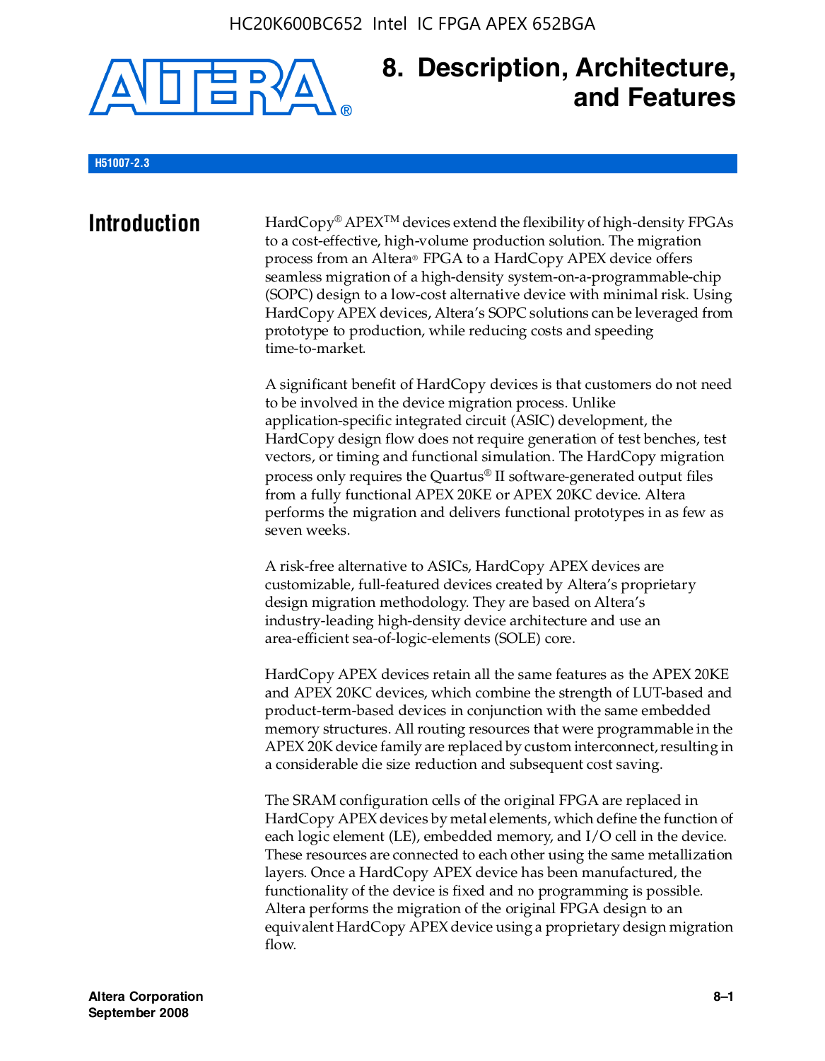# 8. Description, Architecture, and Features

H51007-2.3

## Introduction

HardCopy® APEX™ devices extend the flexibility of high-density FPGAs to a cost-effective, high-volume production solution. The migration process from an Altera® FPGA to a HardCopy APEX device offers seamless migration of a high-density system-on-a-programmable-chip (SOPC) design to a low-cost alternative device with minimal risk. Using HardCopy APEX devices, Altera's SOPC solutions can be leveraged from prototype to production, while reducing costs and speeding time-to-market.

A significant benefit of HardCopy devices is that customers do not need to be involved in the device migration process. Unlike application-specific integrated circuit (ASIC) development, the HardCopy design flow does not require generation of test benches, test vectors, or timing and functional simulation. The HardCopy migration process only requires the Quartus® II software-generated output files from a fully functional APEX 20KE or APEX 20KC device. Altera performs the migration and delivers functional prototypes in as few as seven weeks.

A risk-free alternative to ASICs, HardCopy APEX devices are customizable, full-featured devices created by Altera's proprietary design migration methodology. They are based on Altera's industry-leading high-density device architecture and use an area-efficient sea-of-logic-elements (SOLE) core.

HardCopy APEX devices retain all the same features as the APEX 20KE and APEX 20KC devices, which combine the strength of LUT-based and product-term-based devices in conjunction with the same embedded memory structures. All routing resources that were programmable in the APEX 20K device family are replaced by custom interconnect, resulting in a considerable die size reduction and subsequent cost saving.

The SRAM configuration cells of the original FPGA are replaced in HardCopy APEX devices by metal elements, which define the function of each logic element (LE), embedded memory, and I/O cell in the device. These resources are connected to each other using the same metallization layers. Once a HardCopy APEX device has been manufactured, the functionality of the device is fixed and no programming is possible. Altera performs the migration of the original FPGA design to an equivalent HardCopy APEX device using a proprietary design migration flow.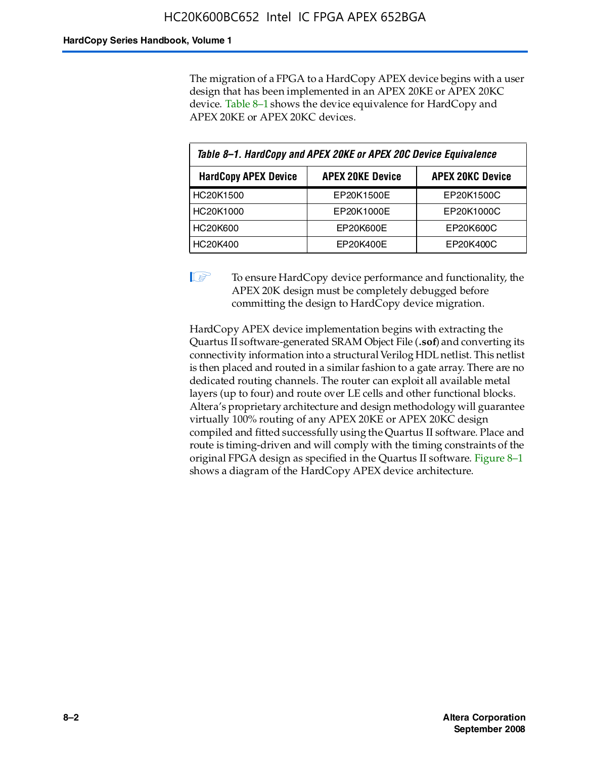The migration of a FPGA to a HardCopy APEX device begins with a user design that has been implemented in an APEX 20KE or APEX 20KC device. Table 8–1 shows the device equivalence for HardCopy and APEX 20KE or APEX 20KC devices.

*Table 8–1. HardCopy and APEX 20KE or APEX 20C Device Equivalence*

| HardCopy APEX Device | APEX 20KE Device | APEX 20KC Device |
|---|---|---|
| HC20K1500 | EP20K1500E | EP20K1500C |
| HC20K1000 | EP20K1000E | EP20K1000C |
| HC20K600 | EP20K600E | EP20K600C |
| HC20K400 | EP20K400E | EP20K400C |

> To ensure HardCopy device performance and functionality, the APEX 20K design must be completely debugged before committing the design to HardCopy device migration.

HardCopy APEX device implementation begins with extracting the Quartus II software-generated SRAM Object File (**.sof**) and converting its connectivity information into a structural Verilog HDL netlist. This netlist is then placed and routed in a similar fashion to a gate array. There are no dedicated routing channels. The router can exploit all available metal layers (up to four) and route over LE cells and other functional blocks. Altera's proprietary architecture and design methodology will guarantee virtually 100% routing of any APEX 20KE or APEX 20KC design compiled and fitted successfully using the Quartus II software. Place and route is timing-driven and will comply with the timing constraints of the original FPGA design as specified in the Quartus II software. Figure 8–1 shows a diagram of the HardCopy APEX device architecture.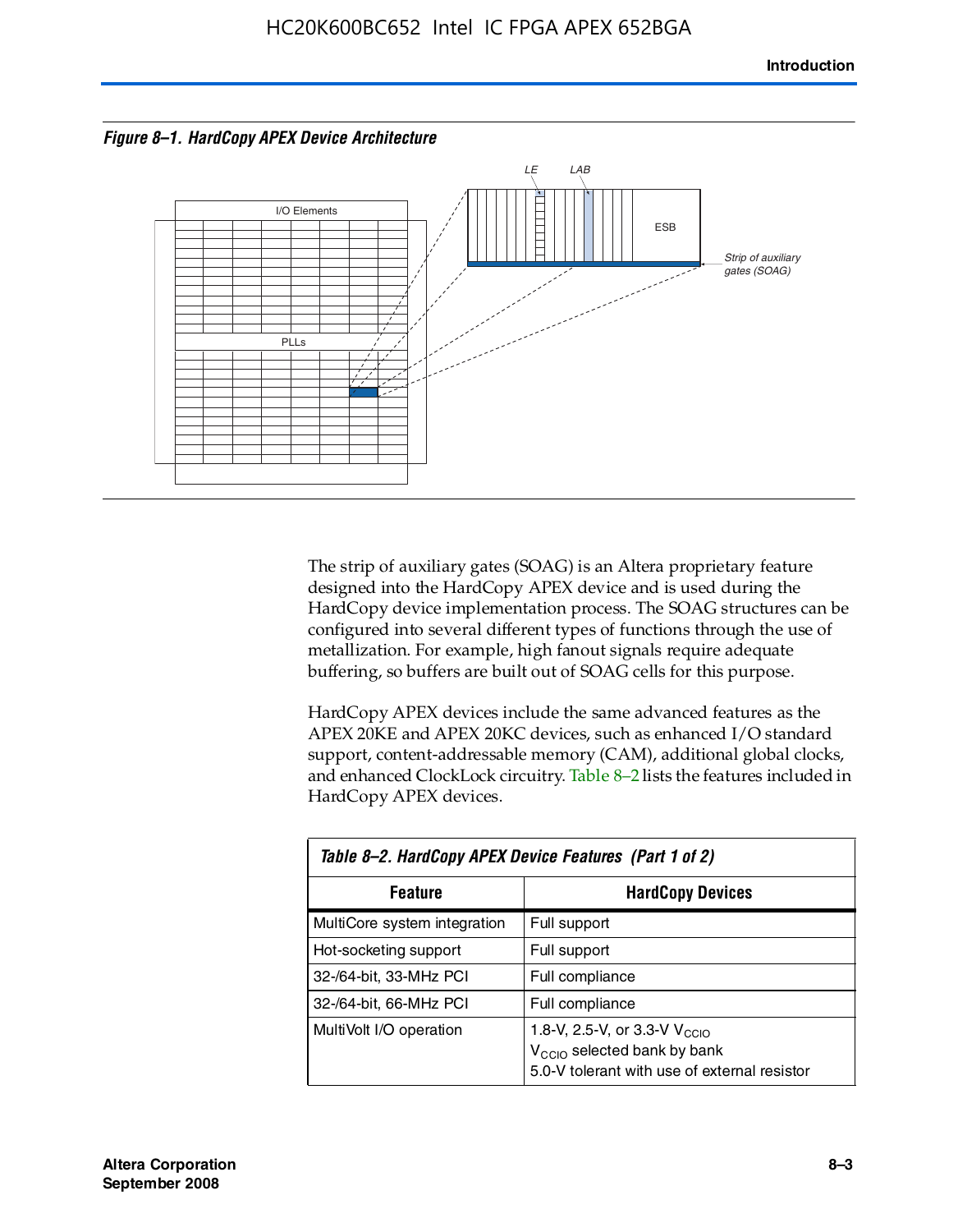*Figure 8–1. HardCopy APEX Device Architecture*

The strip of auxiliary gates (SOAG) is an Altera proprietary feature designed into the HardCopy APEX device and is used during the HardCopy device implementation process. The SOAG structures can be configured into several different types of functions through the use of metallization. For example, high fanout signals require adequate buffering, so buffers are built out of SOAG cells for this purpose.

HardCopy APEX devices include the same advanced features as the APEX 20KE and APEX 20KC devices, such as enhanced I/O standard support, content-addressable memory (CAM), additional global clocks, and enhanced ClockLock circuitry. Table 8–2 lists the features included in HardCopy APEX devices.

*Table 8–2. HardCopy APEX Device Features (Part 1 of 2)*

| Feature | HardCopy Devices |
|---|---|
| MultiCore system integration | Full support |
| Hot-socketing support | Full support |
| 32-/64-bit, 33-MHz PCI | Full compliance |
| 32-/64-bit, 66-MHz PCI | Full compliance |
| MultiVolt I/O operation | 1.8-V, 2.5-V, or 3.3-V $V_{CCIO}$<br>$V_{CCIO}$ selected bank by bank<br>5.0-V tolerant with use of external resistor |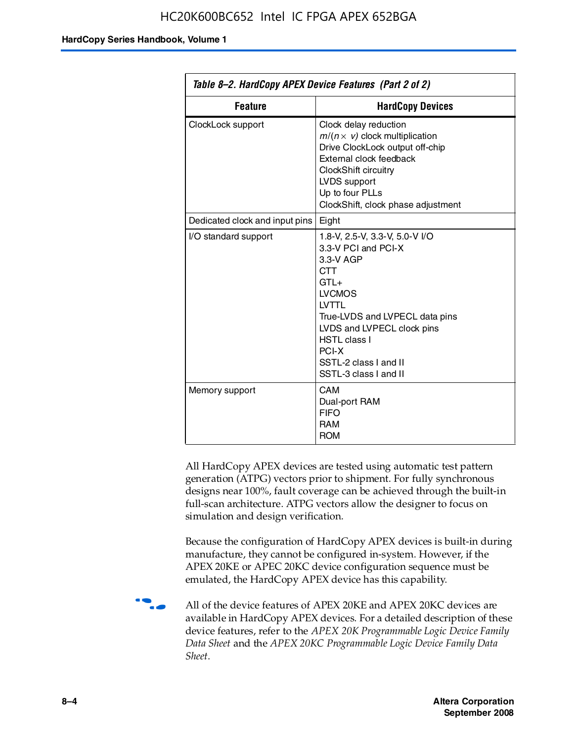**Table 8–2. HardCopy APEX Device Features (Part 2 of 2)**

| Feature | HardCopy Devices |
|---|---|
| ClockLock support | Clock delay reduction<br>$m/(n \times v)$ clock multiplication<br>Drive ClockLock output off-chip<br>External clock feedback<br>ClockShift circuitry<br>LVDS support<br>Up to four PLLs<br>ClockShift, clock phase adjustment |
| Dedicated clock and input pins | Eight |
| I/O standard support | 1.8-V, 2.5-V, 3.3-V, 5.0-V I/O<br>3.3-V PCI and PCI-X<br>3.3-V AGP<br>CTT<br>GTL+<br>LVCMOS<br>LVTTL<br>True-LVDS and LVPECL data pins<br>LVDS and LVPECL clock pins<br>HSTL class I<br>PCI-X<br>SSTL-2 class I and II<br>SSTL-3 class I and II |
| Memory support | CAM<br>Dual-port RAM<br>FIFO<br>RAM<br>ROM |

All HardCopy APEX devices are tested using automatic test pattern generation (ATPG) vectors prior to shipment. For fully synchronous designs near 100%, fault coverage can be achieved through the built-in full-scan architecture. ATPG vectors allow the designer to focus on simulation and design verification.

Because the configuration of HardCopy APEX devices is built-in during manufacture, they cannot be configured in-system. However, if the APEX 20KE or APEC 20KC device configuration sequence must be emulated, the HardCopy APEX device has this capability.

All of the device features of APEX 20KE and APEX 20KC devices are available in HardCopy APEX devices. For a detailed description of these device features, refer to the *APEX 20K Programmable Logic Device Family Data Sheet* and the *APEX 20KC Programmable Logic Device Family Data Sheet*.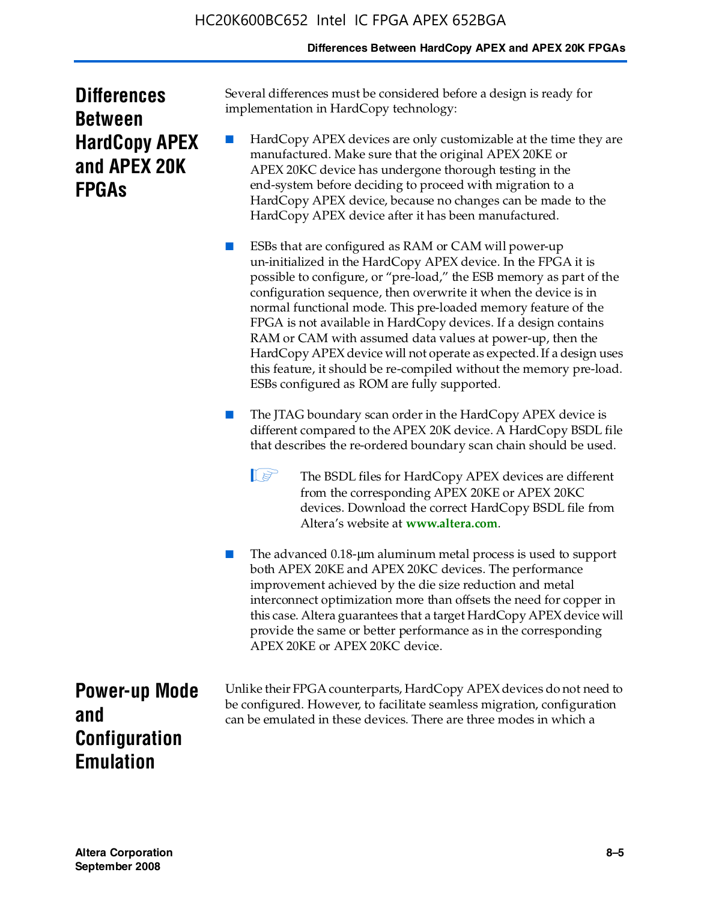## Differences Between HardCopy APEX and APEX 20K FPGAs

Several differences must be considered before a design is ready for implementation in HardCopy technology:

- HardCopy APEX devices are only customizable at the time they are manufactured. Make sure that the original APEX 20KE or APEX 20KC device has undergone thorough testing in the end-system before deciding to proceed with migration to a HardCopy APEX device, because no changes can be made to the HardCopy APEX device after it has been manufactured.

- ESBs that are configured as RAM or CAM will power-up un-initialized in the HardCopy APEX device. In the FPGA it is possible to configure, or "pre-load," the ESB memory as part of the configuration sequence, then overwrite it when the device is in normal functional mode. This pre-loaded memory feature of the FPGA is not available in HardCopy devices. If a design contains RAM or CAM with assumed data values at power-up, then the HardCopy APEX device will not operate as expected. If a design uses this feature, it should be re-compiled without the memory pre-load. ESBs configured as ROM are fully supported.

- The JTAG boundary scan order in the HardCopy APEX device is different compared to the APEX 20K device. A HardCopy BSDL file that describes the re-ordered boundary scan chain should be used.

  The BSDL files for HardCopy APEX devices are different from the corresponding APEX 20KE or APEX 20KC devices. Download the correct HardCopy BSDL file from Altera's website at **www.altera.com**.

- The advanced 0.18-μm aluminum metal process is used to support both APEX 20KE and APEX 20KC devices. The performance improvement achieved by the die size reduction and metal interconnect optimization more than offsets the need for copper in this case. Altera guarantees that a target HardCopy APEX device will provide the same or better performance as in the corresponding APEX 20KE or APEX 20KC device.

## Power-up Mode and Configuration Emulation

Unlike their FPGA counterparts, HardCopy APEX devices do not need to be configured. However, to facilitate seamless migration, configuration can be emulated in these devices. There are three modes in which a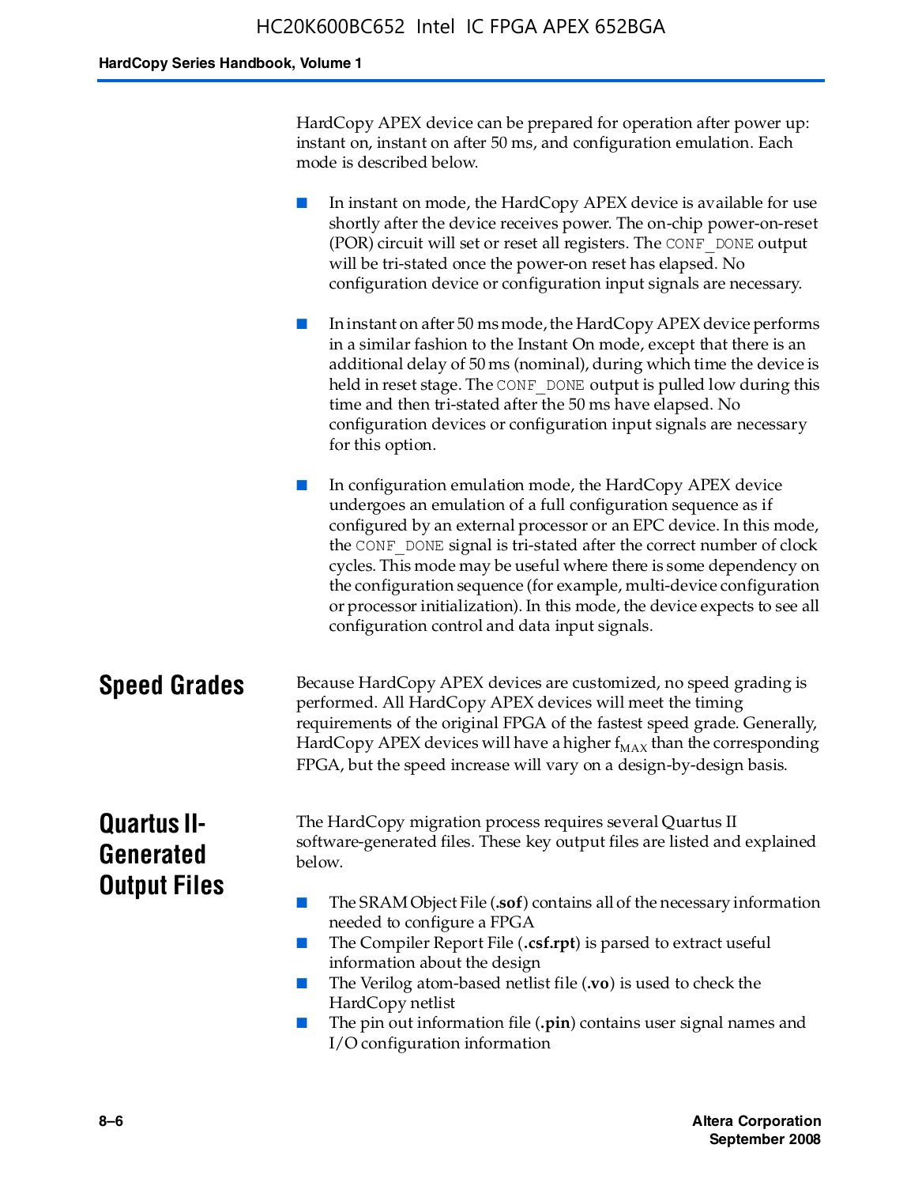HardCopy APEX device can be prepared for operation after power up: instant on, instant on after 50 ms, and configuration emulation. Each mode is described below.

- In instant on mode, the HardCopy APEX device is available for use shortly after the device receives power. The on-chip power-on-reset (POR) circuit will set or reset all registers. The CONF_DONE output will be tri-stated once the power-on reset has elapsed. No configuration device or configuration input signals are necessary.

- In instant on after 50 ms mode, the HardCopy APEX device performs in a similar fashion to the Instant On mode, except that there is an additional delay of 50 ms (nominal), during which time the device is held in reset stage. The CONF_DONE output is pulled low during this time and then tri-stated after the 50 ms have elapsed. No configuration devices or configuration input signals are necessary for this option.

- In configuration emulation mode, the HardCopy APEX device undergoes an emulation of a full configuration sequence as if configured by an external processor or an EPC device. In this mode, the CONF_DONE signal is tri-stated after the correct number of clock cycles. This mode may be useful where there is some dependency on the configuration sequence (for example, multi-device configuration or processor initialization). In this mode, the device expects to see all configuration control and data input signals.

## Speed Grades

Because HardCopy APEX devices are customized, no speed grading is performed. All HardCopy APEX devices will meet the timing requirements of the original FPGA of the fastest speed grade. Generally, HardCopy APEX devices will have a higher $f_{MAX}$ than the corresponding FPGA, but the speed increase will vary on a design-by-design basis.

## Quartus II-Generated Output Files

The HardCopy migration process requires several Quartus II software-generated files. These key output files are listed and explained below.

- The SRAM Object File (**.sof**) contains all of the necessary information needed to configure a FPGA
- The Compiler Report File (**.csf.rpt**) is parsed to extract useful information about the design
- The Verilog atom-based netlist file (**.vo**) is used to check the HardCopy netlist
- The pin out information file (**.pin**) contains user signal names and I/O configuration information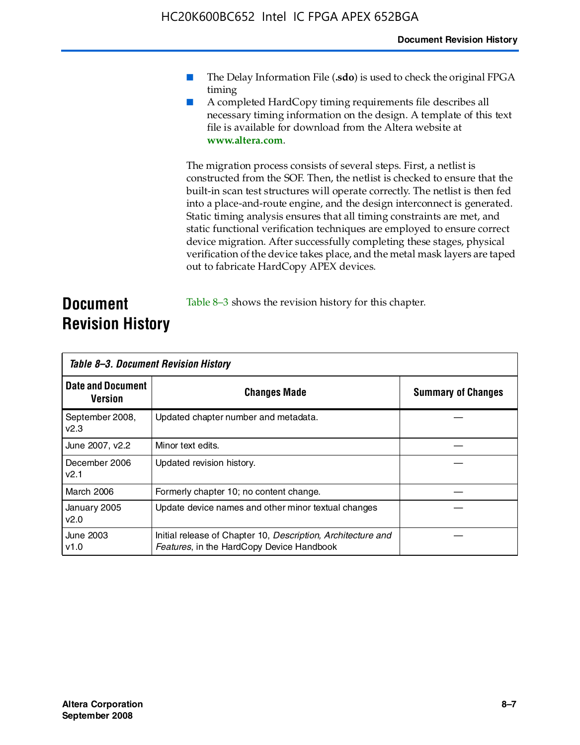- The Delay Information File (**.sdo**) is used to check the original FPGA timing
- A completed HardCopy timing requirements file describes all necessary timing information on the design. A template of this text file is available for download from the Altera website at **www.altera.com**.

The migration process consists of several steps. First, a netlist is constructed from the SOF. Then, the netlist is checked to ensure that the built-in scan test structures will operate correctly. The netlist is then fed into a place-and-route engine, and the design interconnect is generated. Static timing analysis ensures that all timing constraints are met, and static functional verification techniques are employed to ensure correct device migration. After successfully completing these stages, physical verification of the device takes place, and the metal mask layers are taped out to fabricate HardCopy APEX devices.

## Document Revision History

Table 8–3 shows the revision history for this chapter.

*Table 8–3. Document Revision History*

| Date and Document Version | Changes Made | Summary of Changes |
|---|---|---|
| September 2008, v2.3 | Updated chapter number and metadata. | — |
| June 2007, v2.2 | Minor text edits. | — |
| December 2006 v2.1 | Updated revision history. | — |
| March 2006 | Formerly chapter 10; no content change. | — |
| January 2005 v2.0 | Update device names and other minor textual changes | — |
| June 2003 v1.0 | Initial release of Chapter 10, *Description, Architecture and Features*, in the HardCopy Device Handbook | — |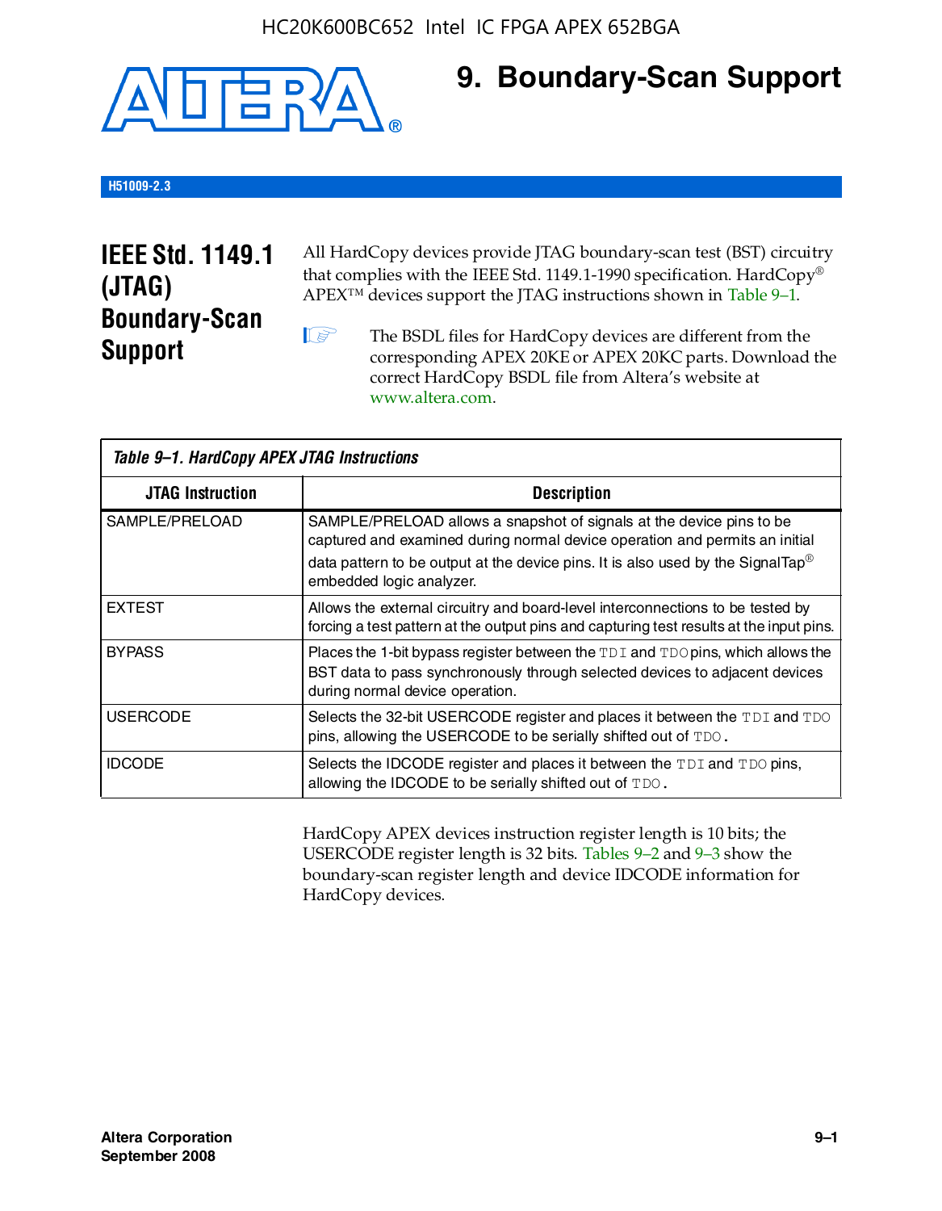# 9. Boundary-Scan Support

**H51009-2.3**

## IEEE Std. 1149.1 (JTAG) Boundary-Scan Support

All HardCopy devices provide JTAG boundary-scan test (BST) circuitry that complies with the IEEE Std. 1149.1-1990 specification. HardCopy® APEX™ devices support the JTAG instructions shown in Table 9–1.

☞ The BSDL files for HardCopy devices are different from the corresponding APEX 20KE or APEX 20KC parts. Download the correct HardCopy BSDL file from Altera's website at www.altera.com.

*Table 9–1. HardCopy APEX JTAG Instructions*

| JTAG Instruction | Description |
|---|---|
| SAMPLE/PRELOAD | SAMPLE/PRELOAD allows a snapshot of signals at the device pins to be captured and examined during normal device operation and permits an initial data pattern to be output at the device pins. It is also used by the SignalTap® embedded logic analyzer. |
| EXTEST | Allows the external circuitry and board-level interconnections to be tested by forcing a test pattern at the output pins and capturing test results at the input pins. |
| BYPASS | Places the 1-bit bypass register between the TDI and TDO pins, which allows the BST data to pass synchronously through selected devices to adjacent devices during normal device operation. |
| USERCODE | Selects the 32-bit USERCODE register and places it between the TDI and TDO pins, allowing the USERCODE to be serially shifted out of TDO. |
| IDCODE | Selects the IDCODE register and places it between the TDI and TDO pins, allowing the IDCODE to be serially shifted out of TDO. |

HardCopy APEX devices instruction register length is 10 bits; the USERCODE register length is 32 bits. Tables 9–2 and 9–3 show the boundary-scan register length and device IDCODE information for HardCopy devices.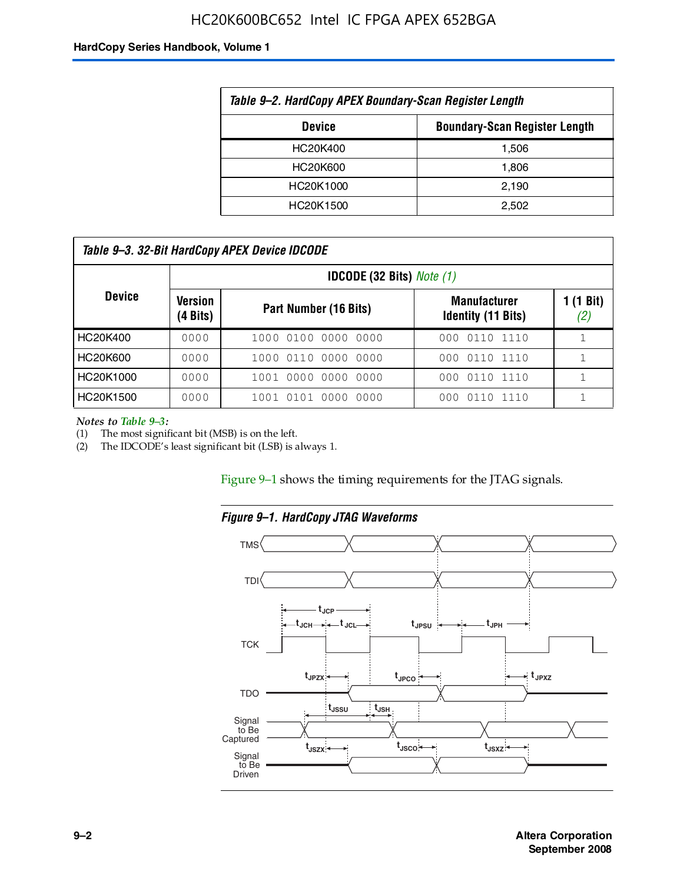*Table 9–2. HardCopy APEX Boundary-Scan Register Length*

| Device | Boundary-Scan Register Length |
|---|---|
| HC20K400 | 1,506 |
| HC20K600 | 1,806 |
| HC20K1000 | 2,190 |
| HC20K1500 | 2,502 |

*Table 9–3. 32-Bit HardCopy APEX Device IDCODE*

| Device | IDCODE (32 Bits) *Note (1)* | | | |
|---|---|---|---|---|
| | Version (4 Bits) | Part Number (16 Bits) | Manufacturer Identity (11 Bits) | 1 (1 Bit) *(2)* |
| HC20K400 | 0000 | 1000 0100 0000 0000 | 000 0110 1110 | 1 |
| HC20K600 | 0000 | 1000 0110 0000 0000 | 000 0110 1110 | 1 |
| HC20K1000 | 0000 | 1001 0000 0000 0000 | 000 0110 1110 | 1 |
| HC20K1500 | 0000 | 1001 0101 0000 0000 | 000 0110 1110 | 1 |

*Notes to Table 9–3:*

(1) The most significant bit (MSB) is on the left.

(2) The IDCODE's least significant bit (LSB) is always 1.

Figure 9–1 shows the timing requirements for the JTAG signals.

*Figure 9–1. HardCopy JTAG Waveforms*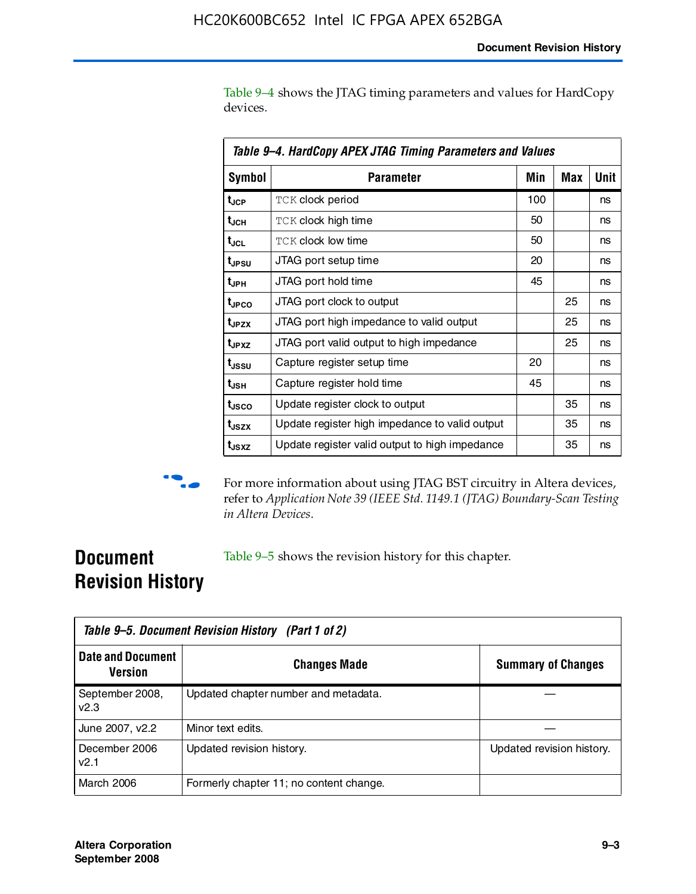Table 9–4 shows the JTAG timing parameters and values for HardCopy devices.

| Table 9–4. HardCopy APEX JTAG Timing Parameters and Values | | | | |
|---|---|---|---|---|
| Symbol | Parameter | Min | Max | Unit |
| $t_{JCP}$ | TCK clock period | 100 | | ns |
| $t_{JCH}$ | TCK clock high time | 50 | | ns |
| $t_{JCL}$ | TCK clock low time | 50 | | ns |
| $t_{JPSU}$ | JTAG port setup time | 20 | | ns |
| $t_{JPH}$ | JTAG port hold time | 45 | | ns |
| $t_{JPCO}$ | JTAG port clock to output | | 25 | ns |
| $t_{JPZX}$ | JTAG port high impedance to valid output | | 25 | ns |
| $t_{JPXZ}$ | JTAG port valid output to high impedance | | 25 | ns |
| $t_{JSSU}$ | Capture register setup time | 20 | | ns |
| $t_{JSH}$ | Capture register hold time | 45 | | ns |
| $t_{JSCO}$ | Update register clock to output | | 35 | ns |
| $t_{JSZX}$ | Update register high impedance to valid output | | 35 | ns |
| $t_{JSXZ}$ | Update register valid output to high impedance | | 35 | ns |

For more information about using JTAG BST circuitry in Altera devices, refer to *Application Note 39 (IEEE Std. 1149.1 (JTAG) Boundary-Scan Testing in Altera Devices*.

## Document Revision History

Table 9–5 shows the revision history for this chapter.

| Table 9–5. Document Revision History (Part 1 of 2) | | |
|---|---|---|
| Date and Document Version | Changes Made | Summary of Changes |
| September 2008, v2.3 | Updated chapter number and metadata. | — |
| June 2007, v2.2 | Minor text edits. | — |
| December 2006 v2.1 | Updated revision history. | Updated revision history. |
| March 2006 | Formerly chapter 11; no content change. | |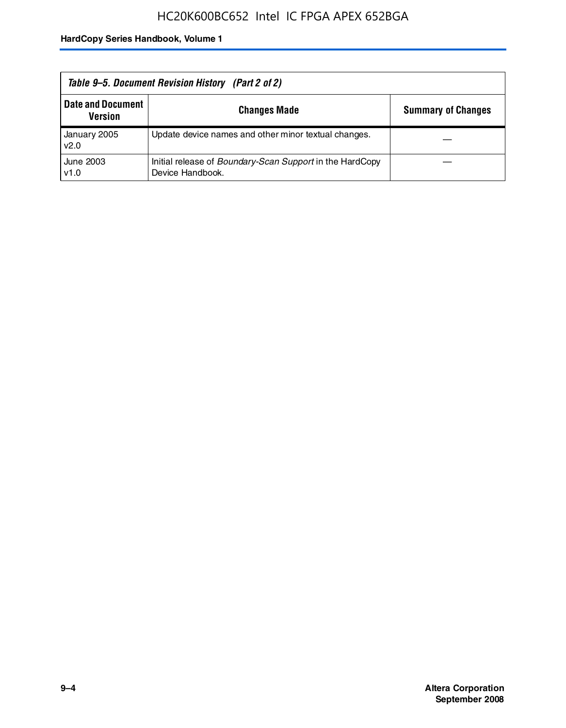**Table 9–5. Document Revision History (Part 2 of 2)**

| Date and Document Version | Changes Made | Summary of Changes |
|---|---|---|
| January 2005 v2.0 | Update device names and other minor textual changes. | — |
| June 2003 v1.0 | Initial release of *Boundary-Scan Support* in the HardCopy Device Handbook. | — |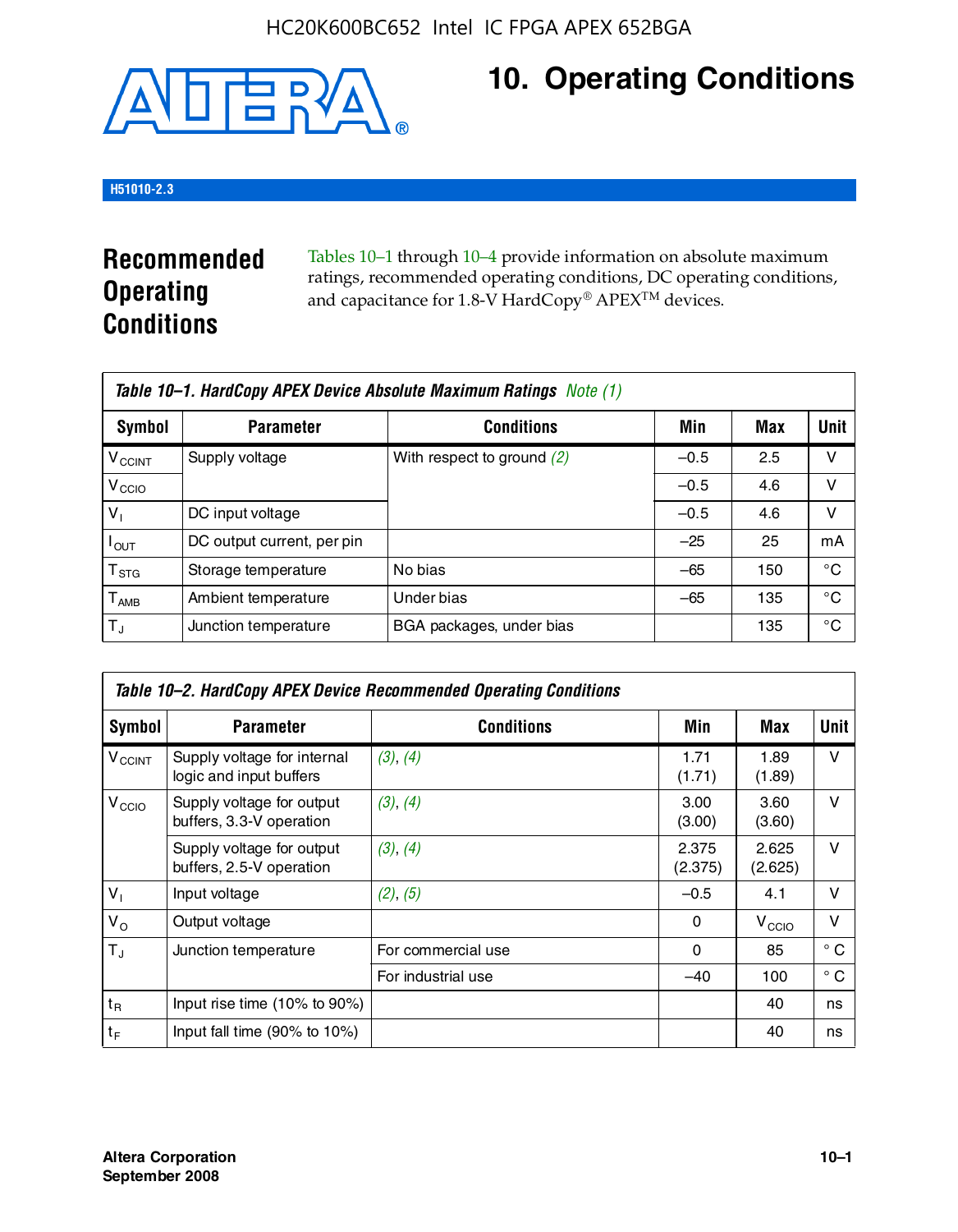# 10. Operating Conditions

H51010-2.3

## Recommended Operating Conditions

Tables 10–1 through 10–4 provide information on absolute maximum ratings, recommended operating conditions, DC operating conditions, and capacitance for 1.8-V HardCopy® APEX™ devices.

**Table 10–1. HardCopy APEX Device Absolute Maximum Ratings** *Note (1)*

| Symbol | Parameter | Conditions | Min | Max | Unit |
|---|---|---|---|---|---|
| $V_{CCINT}$ | Supply voltage | With respect to ground *(2)* | –0.5 | 2.5 | V |
| $V_{CCIO}$ | | | –0.5 | 4.6 | V |
| $V_I$ | DC input voltage | | –0.5 | 4.6 | V |
| $I_{OUT}$ | DC output current, per pin | | –25 | 25 | mA |
| $T_{STG}$ | Storage temperature | No bias | –65 | 150 | °C |
| $T_{AMB}$ | Ambient temperature | Under bias | –65 | 135 | °C |
| $T_J$ | Junction temperature | BGA packages, under bias | | 135 | °C |

**Table 10–2. HardCopy APEX Device Recommended Operating Conditions**

| Symbol | Parameter | Conditions | Min | Max | Unit |
|---|---|---|---|---|---|
| $V_{CCINT}$ | Supply voltage for internal logic and input buffers | *(3)*, *(4)* | 1.71 (1.71) | 1.89 (1.89) | V |
| $V_{CCIO}$ | Supply voltage for output buffers, 3.3-V operation | *(3)*, *(4)* | 3.00 (3.00) | 3.60 (3.60) | V |
| | Supply voltage for output buffers, 2.5-V operation | *(3)*, *(4)* | 2.375 (2.375) | 2.625 (2.625) | V |
| $V_I$ | Input voltage | *(2)*, *(5)* | –0.5 | 4.1 | V |
| $V_O$ | Output voltage | | 0 | $V_{CCIO}$ | V |
| $T_J$ | Junction temperature | For commercial use | 0 | 85 | ° C |
| | | For industrial use | –40 | 100 | ° C |
| $t_R$ | Input rise time (10% to 90%) | | | 40 | ns |
| $t_F$ | Input fall time (90% to 10%) | | | 40 | ns |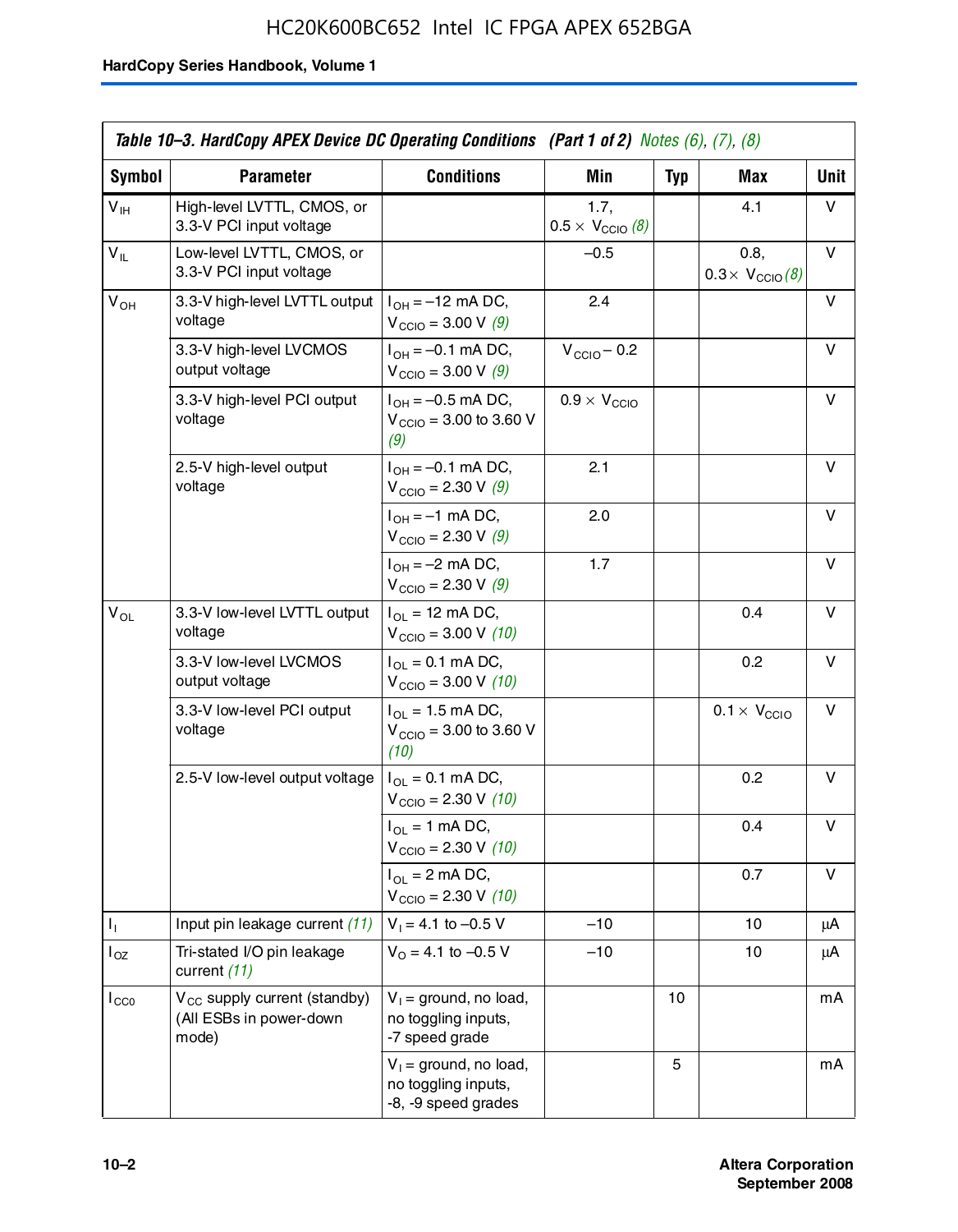**Table 10–3. HardCopy APEX Device DC Operating Conditions (Part 1 of 2)** *Notes (6), (7), (8)*

| Symbol | Parameter | Conditions | Min | Typ | Max | Unit |
|---|---|---|---|---|---|---|
| $V_{IH}$ | High-level LVTTL, CMOS, or 3.3-V PCI input voltage | | 1.7, $0.5 \times V_{CCIO}$ *(8)* | | 4.1 | V |
| $V_{IL}$ | Low-level LVTTL, CMOS, or 3.3-V PCI input voltage | | –0.5 | | 0.8, $0.3 \times V_{CCIO}$ *(8)* | V |
| $V_{OH}$ | 3.3-V high-level LVTTL output voltage | $I_{OH}$ = –12 mA DC, $V_{CCIO}$ = 3.00 V *(9)* | 2.4 | | | V |
| | 3.3-V high-level LVCMOS output voltage | $I_{OH}$ = –0.1 mA DC, $V_{CCIO}$ = 3.00 V *(9)* | $V_{CCIO}$ – 0.2 | | | V |
| | 3.3-V high-level PCI output voltage | $I_{OH}$ = –0.5 mA DC, $V_{CCIO}$ = 3.00 to 3.60 V *(9)* | $0.9 \times V_{CCIO}$ | | | V |
| | 2.5-V high-level output voltage | $I_{OH}$ = –0.1 mA DC, $V_{CCIO}$ = 2.30 V *(9)* | 2.1 | | | V |
| | | $I_{OH}$ = –1 mA DC, $V_{CCIO}$ = 2.30 V *(9)* | 2.0 | | | V |
| | | $I_{OH}$ = –2 mA DC, $V_{CCIO}$ = 2.30 V *(9)* | 1.7 | | | V |
| $V_{OL}$ | 3.3-V low-level LVTTL output voltage | $I_{OL}$ = 12 mA DC, $V_{CCIO}$ = 3.00 V *(10)* | | | 0.4 | V |
| | 3.3-V low-level LVCMOS output voltage | $I_{OL}$ = 0.1 mA DC, $V_{CCIO}$ = 3.00 V *(10)* | | | 0.2 | V |
| | 3.3-V low-level PCI output voltage | $I_{OL}$ = 1.5 mA DC, $V_{CCIO}$ = 3.00 to 3.60 V *(10)* | | | $0.1 \times V_{CCIO}$ | V |
| | 2.5-V low-level output voltage | $I_{OL}$ = 0.1 mA DC, $V_{CCIO}$ = 2.30 V *(10)* | | | 0.2 | V |
| | | $I_{OL}$ = 1 mA DC, $V_{CCIO}$ = 2.30 V *(10)* | | | 0.4 | V |
| | | $I_{OL}$ = 2 mA DC, $V_{CCIO}$ = 2.30 V *(10)* | | | 0.7 | V |
| $I_I$ | Input pin leakage current *(11)* | $V_I$ = 4.1 to –0.5 V | –10 | | 10 | μA |
| $I_{OZ}$ | Tri-stated I/O pin leakage current *(11)* | $V_O$ = 4.1 to –0.5 V | –10 | | 10 | μA |
| $I_{CC0}$ | $V_{CC}$ supply current (standby) (All ESBs in power-down mode) | $V_I$ = ground, no load, no toggling inputs, -7 speed grade | | 10 | | mA |
| | | $V_I$ = ground, no load, no toggling inputs, -8, -9 speed grades | | 5 | | mA |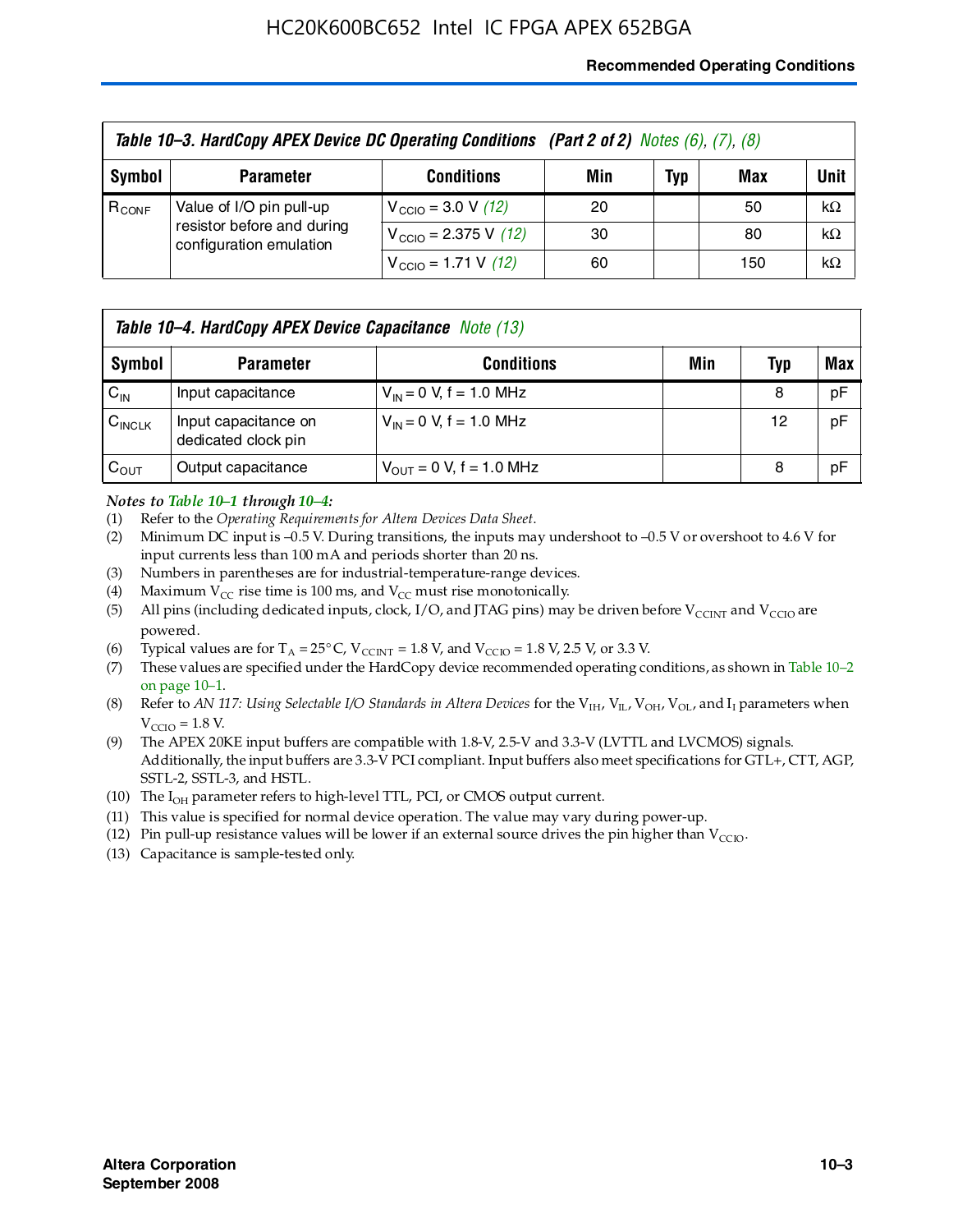**Table 10–3. HardCopy APEX Device DC Operating Conditions (Part 2 of 2)** *Notes (6), (7), (8)*

| Symbol | Parameter | Conditions | Min | Typ | Max | Unit |
|---|---|---|---|---|---|---|
| $R_{CONF}$ | Value of I/O pin pull-up resistor before and during configuration emulation | $V_{CCIO}$ = 3.0 V *(12)* | 20 | | 50 | kΩ |
| | | $V_{CCIO}$ = 2.375 V *(12)* | 30 | | 80 | kΩ |
| | | $V_{CCIO}$ = 1.71 V *(12)* | 60 | | 150 | kΩ |

**Table 10–4. HardCopy APEX Device Capacitance** *Note (13)*

| Symbol | Parameter | Conditions | Min | Typ | Max |
|---|---|---|---|---|---|
| $C_{IN}$ | Input capacitance | $V_{IN}$ = 0 V, f = 1.0 MHz | | 8 | pF |
| $C_{INCLK}$ | Input capacitance on dedicated clock pin | $V_{IN}$ = 0 V, f = 1.0 MHz | | 12 | pF |
| $C_{OUT}$ | Output capacitance | $V_{OUT}$ = 0 V, f = 1.0 MHz | | 8 | pF |

*Notes to Table 10–1 through 10–4:*

(1) Refer to the *Operating Requirements for Altera Devices Data Sheet*.

(2) Minimum DC input is –0.5 V. During transitions, the inputs may undershoot to –0.5 V or overshoot to 4.6 V for input currents less than 100 mA and periods shorter than 20 ns.

(3) Numbers in parentheses are for industrial-temperature-range devices.

(4) Maximum $V_{CC}$ rise time is 100 ms, and $V_{CC}$ must rise monotonically.

(5) All pins (including dedicated inputs, clock, I/O, and JTAG pins) may be driven before $V_{CCINT}$ and $V_{CCIO}$ are powered.

(6) Typical values are for $T_A$ = 25° C, $V_{CCINT}$ = 1.8 V, and $V_{CCIO}$ = 1.8 V, 2.5 V, or 3.3 V.

(7) These values are specified under the HardCopy device recommended operating conditions, as shown in Table 10–2 on page 10–1.

(8) Refer to *AN 117: Using Selectable I/O Standards in Altera Devices* for the $V_{IH}$, $V_{IL}$, $V_{OH}$, $V_{OL}$, and $I_I$ parameters when $V_{CCIO}$ = 1.8 V.

(9) The APEX 20KE input buffers are compatible with 1.8-V, 2.5-V and 3.3-V (LVTTL and LVCMOS) signals. Additionally, the input buffers are 3.3-V PCI compliant. Input buffers also meet specifications for GTL+, CTT, AGP, SSTL-2, SSTL-3, and HSTL.

(10) The $I_{OH}$ parameter refers to high-level TTL, PCI, or CMOS output current.

(11) This value is specified for normal device operation. The value may vary during power-up.

(12) Pin pull-up resistance values will be lower if an external source drives the pin higher than $V_{CCIO}$.

(13) Capacitance is sample-tested only.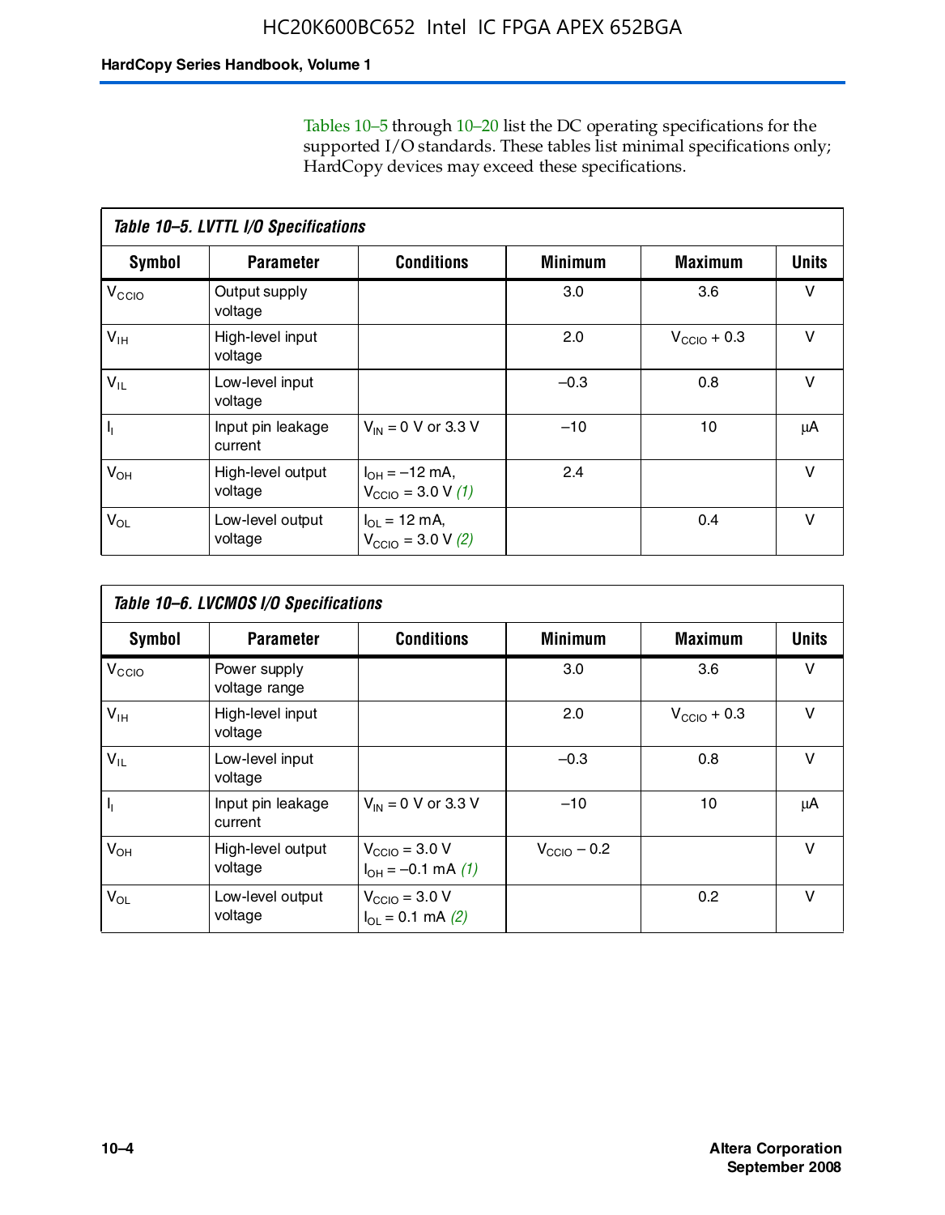Tables 10–5 through 10–20 list the DC operating specifications for the supported I/O standards. These tables list minimal specifications only; HardCopy devices may exceed these specifications.

**Table 10–5. LVTTL I/O Specifications**

| Symbol | Parameter | Conditions | Minimum | Maximum | Units |
|---|---|---|---|---|---|
| $V_{CCIO}$ | Output supply voltage | | 3.0 | 3.6 | V |
| $V_{IH}$ | High-level input voltage | | 2.0 | $V_{CCIO}$ + 0.3 | V |
| $V_{IL}$ | Low-level input voltage | | –0.3 | 0.8 | V |
| $I_I$ | Input pin leakage current | $V_{IN}$ = 0 V or 3.3 V | –10 | 10 | μA |
| $V_{OH}$ | High-level output voltage | $I_{OH}$ = –12 mA, $V_{CCIO}$ = 3.0 V *(1)* | 2.4 | | V |
| $V_{OL}$ | Low-level output voltage | $I_{OL}$ = 12 mA, $V_{CCIO}$ = 3.0 V *(2)* | | 0.4 | V |

**Table 10–6. LVCMOS I/O Specifications**

| Symbol | Parameter | Conditions | Minimum | Maximum | Units |
|---|---|---|---|---|---|
| $V_{CCIO}$ | Power supply voltage range | | 3.0 | 3.6 | V |
| $V_{IH}$ | High-level input voltage | | 2.0 | $V_{CCIO}$ + 0.3 | V |
| $V_{IL}$ | Low-level input voltage | | –0.3 | 0.8 | V |
| $I_I$ | Input pin leakage current | $V_{IN}$ = 0 V or 3.3 V | –10 | 10 | μA |
| $V_{OH}$ | High-level output voltage | $V_{CCIO}$ = 3.0 V $I_{OH}$ = –0.1 mA *(1)* | $V_{CCIO}$ – 0.2 | | V |
| $V_{OL}$ | Low-level output voltage | $V_{CCIO}$ = 3.0 V $I_{OL}$ = 0.1 mA *(2)* | | 0.2 | V |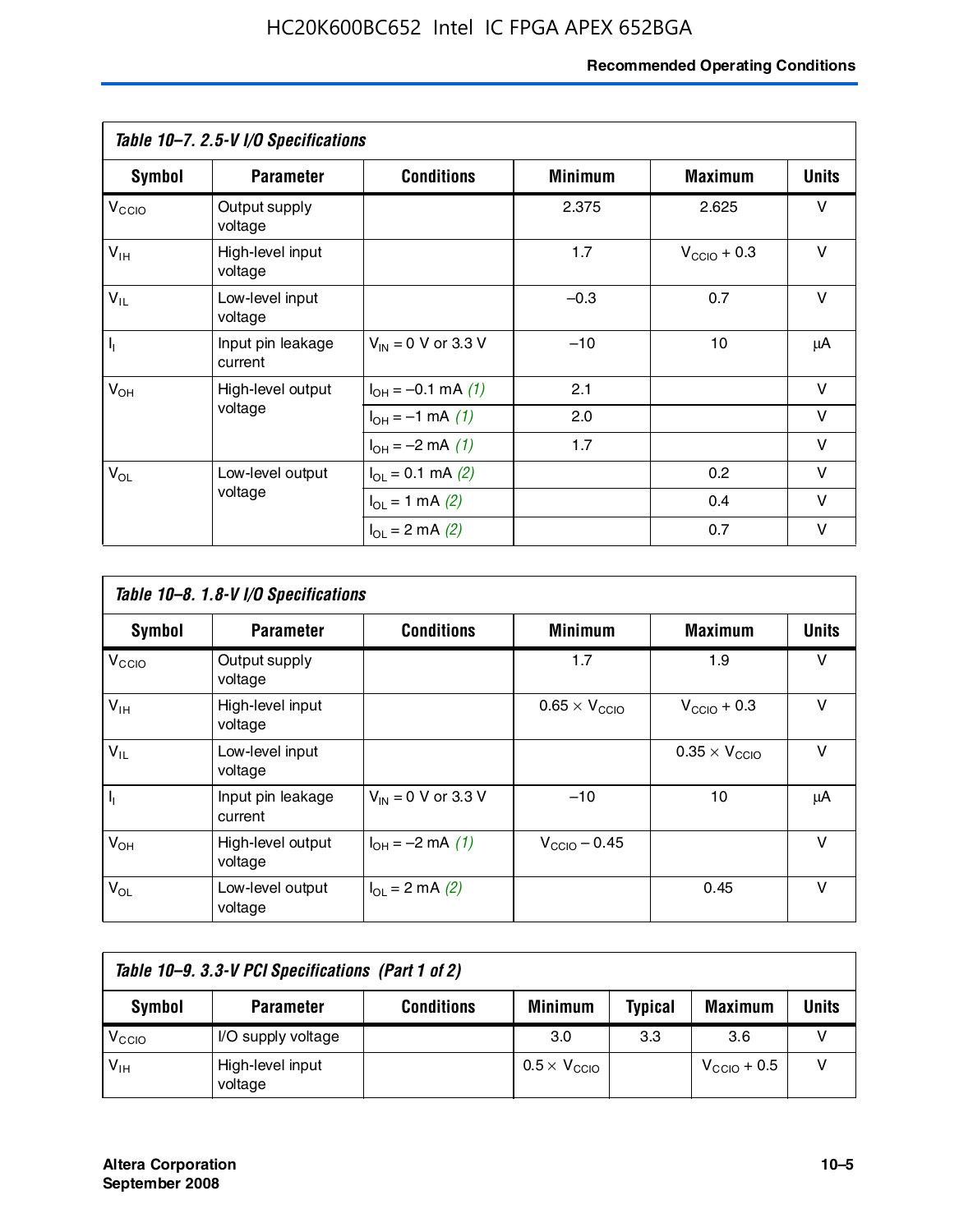**Table 10–7. 2.5-V I/O Specifications**

| Symbol | Parameter | Conditions | Minimum | Maximum | Units |
|---|---|---|---|---|---|
| $V_{CCIO}$ | Output supply voltage | | 2.375 | 2.625 | V |
| $V_{IH}$ | High-level input voltage | | 1.7 | $V_{CCIO}$ + 0.3 | V |
| $V_{IL}$ | Low-level input voltage | | –0.3 | 0.7 | V |
| $I_I$ | Input pin leakage current | $V_{IN}$ = 0 V or 3.3 V | –10 | 10 | μA |
| $V_{OH}$ | High-level output voltage | $I_{OH}$ = –0.1 mA *(1)* | 2.1 | | V |
| | | $I_{OH}$ = –1 mA *(1)* | 2.0 | | V |
| | | $I_{OH}$ = –2 mA *(1)* | 1.7 | | V |
| $V_{OL}$ | Low-level output voltage | $I_{OL}$ = 0.1 mA *(2)* | | 0.2 | V |
| | | $I_{OL}$ = 1 mA *(2)* | | 0.4 | V |
| | | $I_{OL}$ = 2 mA *(2)* | | 0.7 | V |

**Table 10–8. 1.8-V I/O Specifications**

| Symbol | Parameter | Conditions | Minimum | Maximum | Units |
|---|---|---|---|---|---|
| $V_{CCIO}$ | Output supply voltage | | 1.7 | 1.9 | V |
| $V_{IH}$ | High-level input voltage | | 0.65 × $V_{CCIO}$ | $V_{CCIO}$ + 0.3 | V |
| $V_{IL}$ | Low-level input voltage | | | 0.35 × $V_{CCIO}$ | V |
| $I_I$ | Input pin leakage current | $V_{IN}$ = 0 V or 3.3 V | –10 | 10 | μA |
| $V_{OH}$ | High-level output voltage | $I_{OH}$ = –2 mA *(1)* | $V_{CCIO}$ – 0.45 | | V |
| $V_{OL}$ | Low-level output voltage | $I_{OL}$ = 2 mA *(2)* | | 0.45 | V |

**Table 10–9. 3.3-V PCI Specifications (Part 1 of 2)**

| Symbol | Parameter | Conditions | Minimum | Typical | Maximum | Units |
|---|---|---|---|---|---|---|
| $V_{CCIO}$ | I/O supply voltage | | 3.0 | 3.3 | 3.6 | V |
| $V_{IH}$ | High-level input voltage | | 0.5 × $V_{CCIO}$ | | $V_{CCIO}$ + 0.5 | V |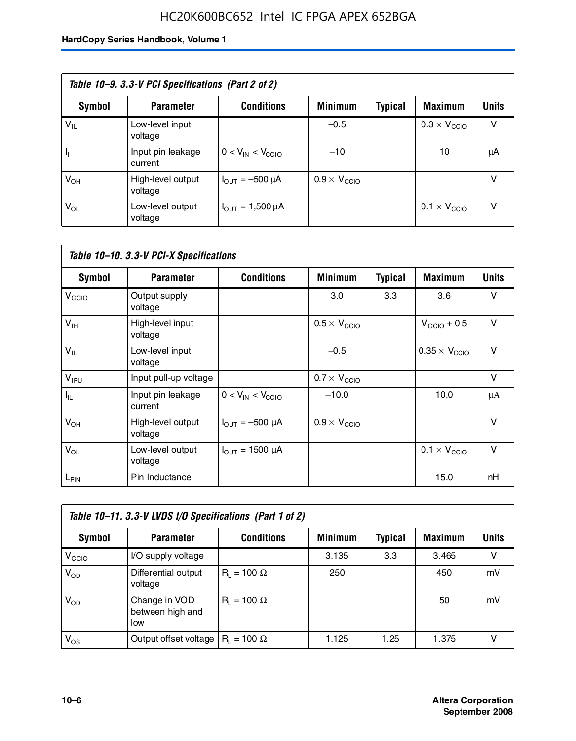**Table 10–9. 3.3-V PCI Specifications (Part 2 of 2)**

| Symbol | Parameter | Conditions | Minimum | Typical | Maximum | Units |
|---|---|---|---|---|---|---|
| $V_{IL}$ | Low-level input voltage | | –0.5 | | $0.3 \times V_{CCIO}$ | V |
| $I_I$ | Input pin leakage current | $0 < V_{IN} < V_{CCIO}$ | –10 | | 10 | μA |
| $V_{OH}$ | High-level output voltage | $I_{OUT}$ = –500 μA | $0.9 \times V_{CCIO}$ | | | V |
| $V_{OL}$ | Low-level output voltage | $I_{OUT}$ = 1,500 μA | | | $0.1 \times V_{CCIO}$ | V |

**Table 10–10. 3.3-V PCI-X Specifications**

| Symbol | Parameter | Conditions | Minimum | Typical | Maximum | Units |
|---|---|---|---|---|---|---|
| $V_{CCIO}$ | Output supply voltage | | 3.0 | 3.3 | 3.6 | V |
| $V_{IH}$ | High-level input voltage | | $0.5 \times V_{CCIO}$ | | $V_{CCIO} + 0.5$ | V |
| $V_{IL}$ | Low-level input voltage | | –0.5 | | $0.35 \times V_{CCIO}$ | V |
| $V_{IPU}$ | Input pull-up voltage | | $0.7 \times V_{CCIO}$ | | | V |
| $I_{IL}$ | Input pin leakage current | $0 < V_{IN} < V_{CCIO}$ | –10.0 | | 10.0 | μA |
| $V_{OH}$ | High-level output voltage | $I_{OUT}$ = –500 μA | $0.9 \times V_{CCIO}$ | | | V |
| $V_{OL}$ | Low-level output voltage | $I_{OUT}$ = 1500 μA | | | $0.1 \times V_{CCIO}$ | V |
| $L_{PIN}$ | Pin Inductance | | | | 15.0 | nH |

**Table 10–11. 3.3-V LVDS I/O Specifications (Part 1 of 2)**

| Symbol | Parameter | Conditions | Minimum | Typical | Maximum | Units |
|---|---|---|---|---|---|---|
| $V_{CCIO}$ | I/O supply voltage | | 3.135 | 3.3 | 3.465 | V |
| $V_{OD}$ | Differential output voltage | $R_L$ = 100 Ω | 250 | | 450 | mV |
| $V_{OD}$ | Change in VOD between high and low | $R_L$ = 100 Ω | | | 50 | mV |
| $V_{OS}$ | Output offset voltage | $R_L$ = 100 Ω | 1.125 | 1.25 | 1.375 | V |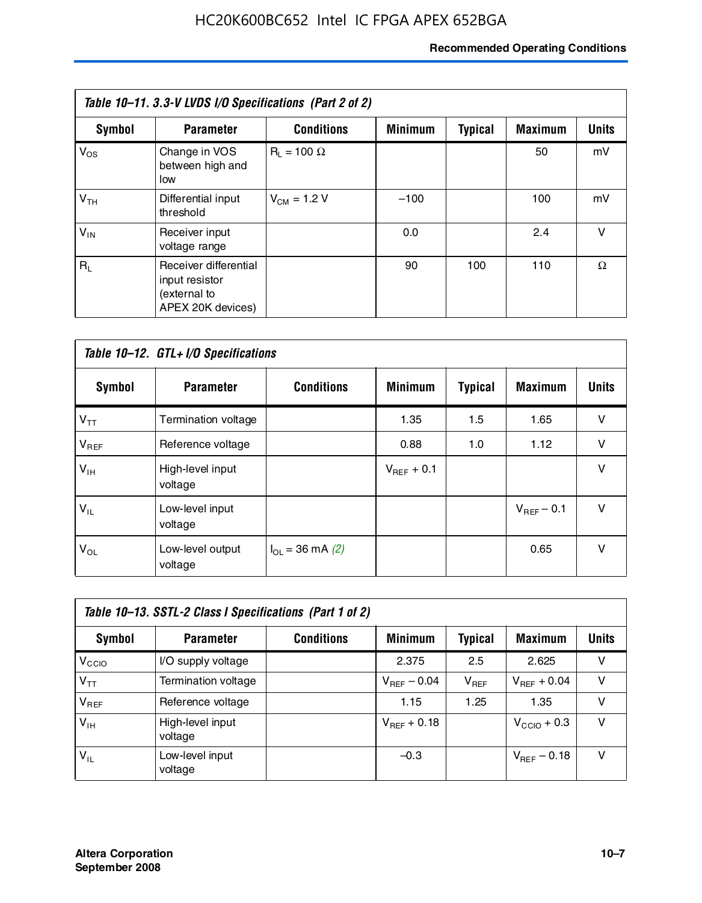**Table 10–11. 3.3-V LVDS I/O Specifications (Part 2 of 2)**

| Symbol | Parameter | Conditions | Minimum | Typical | Maximum | Units |
|---|---|---|---|---|---|---|
| $V_{OS}$ | Change in VOS between high and low | $R_L$ = 100 Ω | | | 50 | mV |
| $V_{TH}$ | Differential input threshold | $V_{CM}$ = 1.2 V | –100 | | 100 | mV |
| $V_{IN}$ | Receiver input voltage range | | 0.0 | | 2.4 | V |
| $R_L$ | Receiver differential input resistor (external to APEX 20K devices) | | 90 | 100 | 110 | Ω |

**Table 10–12. GTL+ I/O Specifications**

| Symbol | Parameter | Conditions | Minimum | Typical | Maximum | Units |
|---|---|---|---|---|---|---|
| $V_{TT}$ | Termination voltage | | 1.35 | 1.5 | 1.65 | V |
| $V_{REF}$ | Reference voltage | | 0.88 | 1.0 | 1.12 | V |
| $V_{IH}$ | High-level input voltage | | $V_{REF}$ + 0.1 | | | V |
| $V_{IL}$ | Low-level input voltage | | | | $V_{REF}$ – 0.1 | V |
| $V_{OL}$ | Low-level output voltage | $I_{OL}$ = 36 mA *(2)* | | | 0.65 | V |

**Table 10–13. SSTL-2 Class I Specifications (Part 1 of 2)**

| Symbol | Parameter | Conditions | Minimum | Typical | Maximum | Units |
|---|---|---|---|---|---|---|
| $V_{CCIO}$ | I/O supply voltage | | 2.375 | 2.5 | 2.625 | V |
| $V_{TT}$ | Termination voltage | | $V_{REF}$ – 0.04 | $V_{REF}$ | $V_{REF}$ + 0.04 | V |
| $V_{REF}$ | Reference voltage | | 1.15 | 1.25 | 1.35 | V |
| $V_{IH}$ | High-level input voltage | | $V_{REF}$ + 0.18 | | $V_{CCIO}$ + 0.3 | V |
| $V_{IL}$ | Low-level input voltage | | –0.3 | | $V_{REF}$ – 0.18 | V |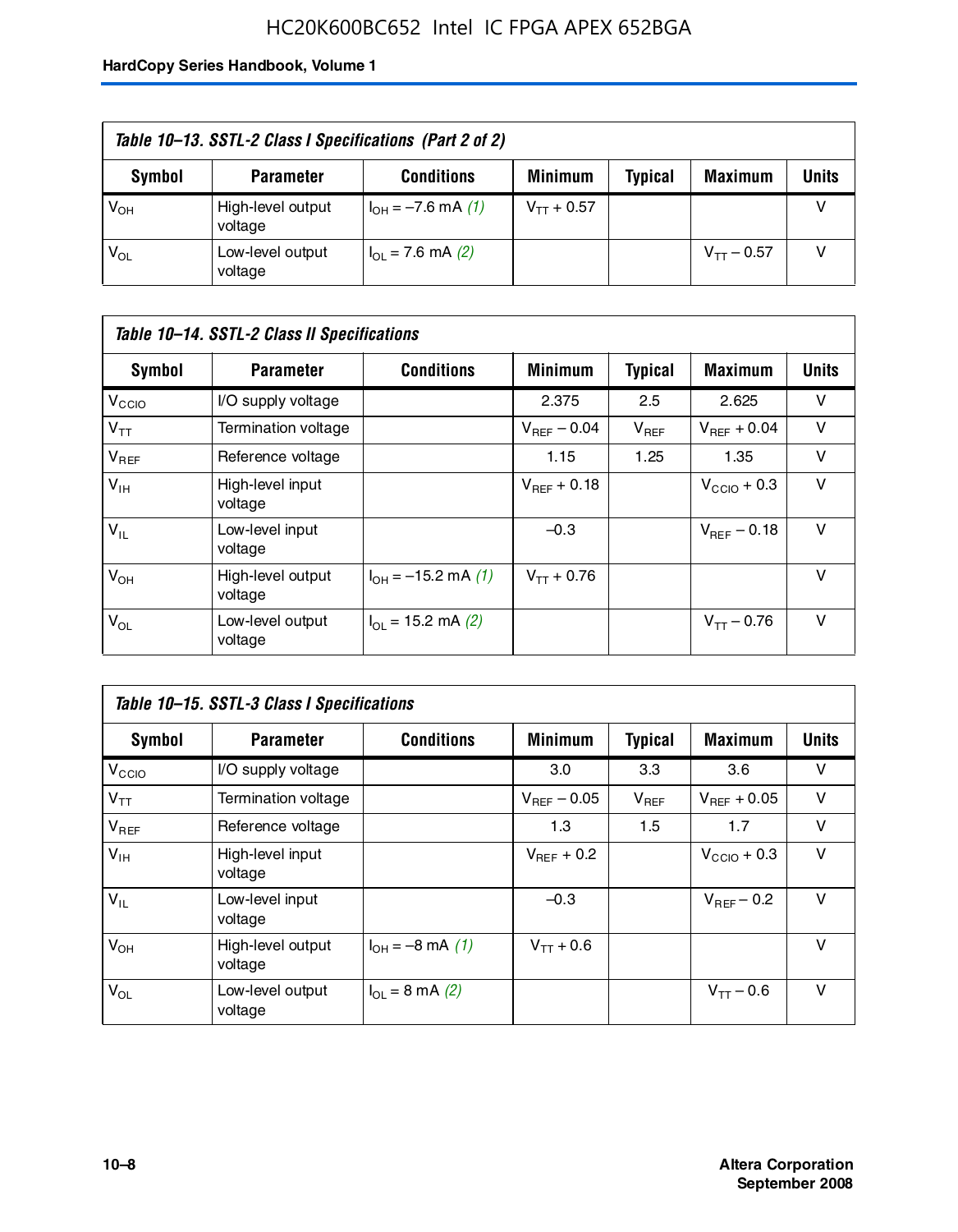*Table 10–13. SSTL-2 Class I Specifications (Part 2 of 2)*

| Symbol | Parameter | Conditions | Minimum | Typical | Maximum | Units |
|---|---|---|---|---|---|---|
| $V_{OH}$ | High-level output voltage | $I_{OH}$ = –7.6 mA *(1)* | $V_{TT}$ + 0.57 | | | V |
| $V_{OL}$ | Low-level output voltage | $I_{OL}$ = 7.6 mA *(2)* | | | $V_{TT}$ – 0.57 | V |

*Table 10–14. SSTL-2 Class II Specifications*

| Symbol | Parameter | Conditions | Minimum | Typical | Maximum | Units |
|---|---|---|---|---|---|---|
| $V_{CCIO}$ | I/O supply voltage | | 2.375 | 2.5 | 2.625 | V |
| $V_{TT}$ | Termination voltage | | $V_{REF}$ – 0.04 | $V_{REF}$ | $V_{REF}$ + 0.04 | V |
| $V_{REF}$ | Reference voltage | | 1.15 | 1.25 | 1.35 | V |
| $V_{IH}$ | High-level input voltage | | $V_{REF}$ + 0.18 | | $V_{CCIO}$ + 0.3 | V |
| $V_{IL}$ | Low-level input voltage | | –0.3 | | $V_{REF}$ – 0.18 | V |
| $V_{OH}$ | High-level output voltage | $I_{OH}$ = –15.2 mA *(1)* | $V_{TT}$ + 0.76 | | | V |
| $V_{OL}$ | Low-level output voltage | $I_{OL}$ = 15.2 mA *(2)* | | | $V_{TT}$ – 0.76 | V |

*Table 10–15. SSTL-3 Class I Specifications*

| Symbol | Parameter | Conditions | Minimum | Typical | Maximum | Units |
|---|---|---|---|---|---|---|
| $V_{CCIO}$ | I/O supply voltage | | 3.0 | 3.3 | 3.6 | V |
| $V_{TT}$ | Termination voltage | | $V_{REF}$ – 0.05 | $V_{REF}$ | $V_{REF}$ + 0.05 | V |
| $V_{REF}$ | Reference voltage | | 1.3 | 1.5 | 1.7 | V |
| $V_{IH}$ | High-level input voltage | | $V_{REF}$ + 0.2 | | $V_{CCIO}$ + 0.3 | V |
| $V_{IL}$ | Low-level input voltage | | –0.3 | | $V_{REF}$ – 0.2 | V |
| $V_{OH}$ | High-level output voltage | $I_{OH}$ = –8 mA *(1)* | $V_{TT}$ + 0.6 | | | V |
| $V_{OL}$ | Low-level output voltage | $I_{OL}$ = 8 mA *(2)* | | | $V_{TT}$ – 0.6 | V |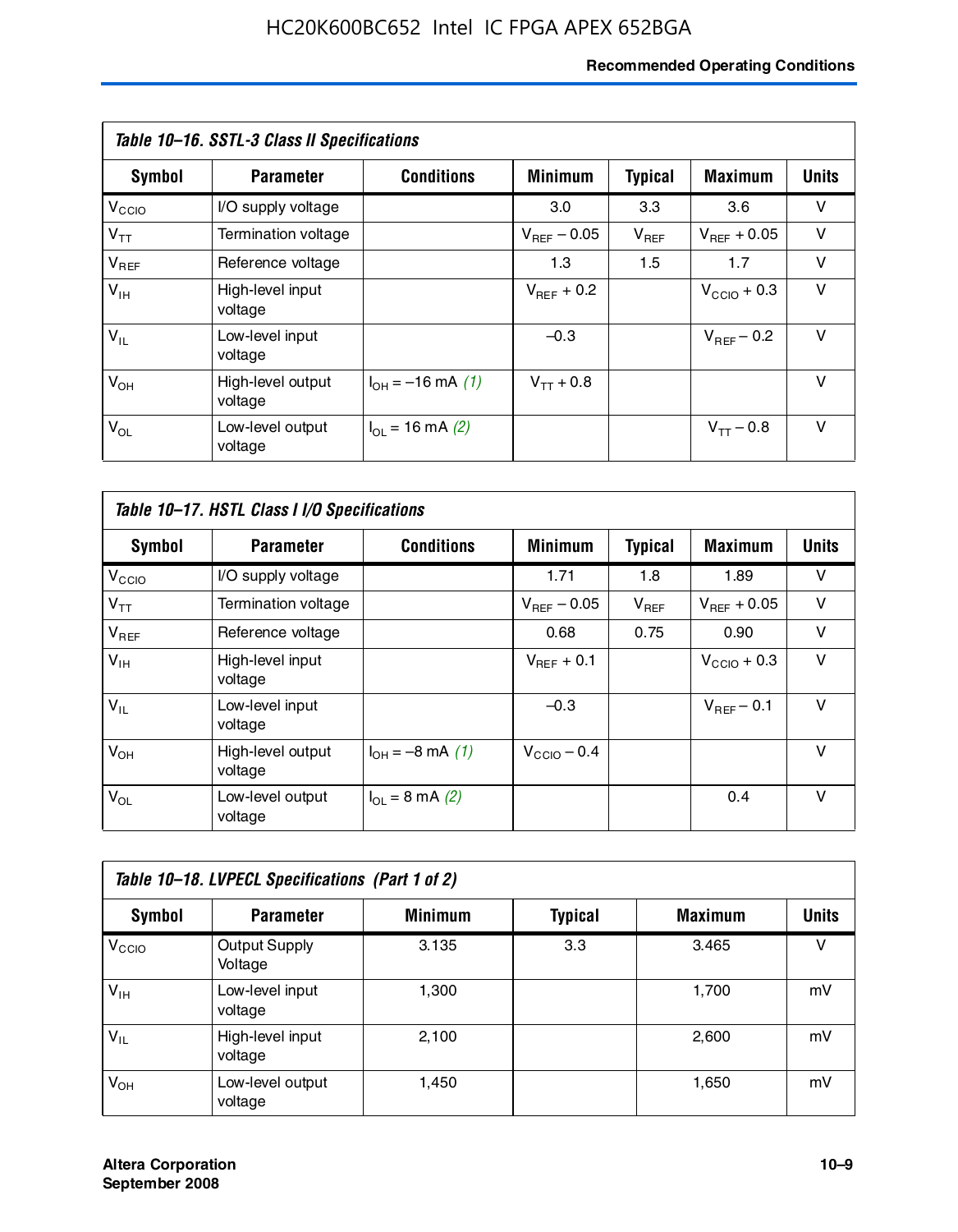**Table 10–16. SSTL-3 Class II Specifications**

| Symbol | Parameter | Conditions | Minimum | Typical | Maximum | Units |
|---|---|---|---|---|---|---|
| $V_{CCIO}$ | I/O supply voltage | | 3.0 | 3.3 | 3.6 | V |
| $V_{TT}$ | Termination voltage | | $V_{REF}$ – 0.05 | $V_{REF}$ | $V_{REF}$ + 0.05 | V |
| $V_{REF}$ | Reference voltage | | 1.3 | 1.5 | 1.7 | V |
| $V_{IH}$ | High-level input voltage | | $V_{REF}$ + 0.2 | | $V_{CCIO}$ + 0.3 | V |
| $V_{IL}$ | Low-level input voltage | | –0.3 | | $V_{REF}$ – 0.2 | V |
| $V_{OH}$ | High-level output voltage | $I_{OH}$ = –16 mA *(1)* | $V_{TT}$ + 0.8 | | | V |
| $V_{OL}$ | Low-level output voltage | $I_{OL}$ = 16 mA *(2)* | | | $V_{TT}$ – 0.8 | V |

**Table 10–17. HSTL Class I I/O Specifications**

| Symbol | Parameter | Conditions | Minimum | Typical | Maximum | Units |
|---|---|---|---|---|---|---|
| $V_{CCIO}$ | I/O supply voltage | | 1.71 | 1.8 | 1.89 | V |
| $V_{TT}$ | Termination voltage | | $V_{REF}$ – 0.05 | $V_{REF}$ | $V_{REF}$ + 0.05 | V |
| $V_{REF}$ | Reference voltage | | 0.68 | 0.75 | 0.90 | V |
| $V_{IH}$ | High-level input voltage | | $V_{REF}$ + 0.1 | | $V_{CCIO}$ + 0.3 | V |
| $V_{IL}$ | Low-level input voltage | | –0.3 | | $V_{REF}$ – 0.1 | V |
| $V_{OH}$ | High-level output voltage | $I_{OH}$ = –8 mA *(1)* | $V_{CCIO}$ – 0.4 | | | V |
| $V_{OL}$ | Low-level output voltage | $I_{OL}$ = 8 mA *(2)* | | | 0.4 | V |

**Table 10–18. LVPECL Specifications (Part 1 of 2)**

| Symbol | Parameter | Minimum | Typical | Maximum | Units |
|---|---|---|---|---|---|
| $V_{CCIO}$ | Output Supply Voltage | 3.135 | 3.3 | 3.465 | V |
| $V_{IH}$ | Low-level input voltage | 1,300 | | 1,700 | mV |
| $V_{IL}$ | High-level input voltage | 2,100 | | 2,600 | mV |
| $V_{OH}$ | Low-level output voltage | 1,450 | | 1,650 | mV |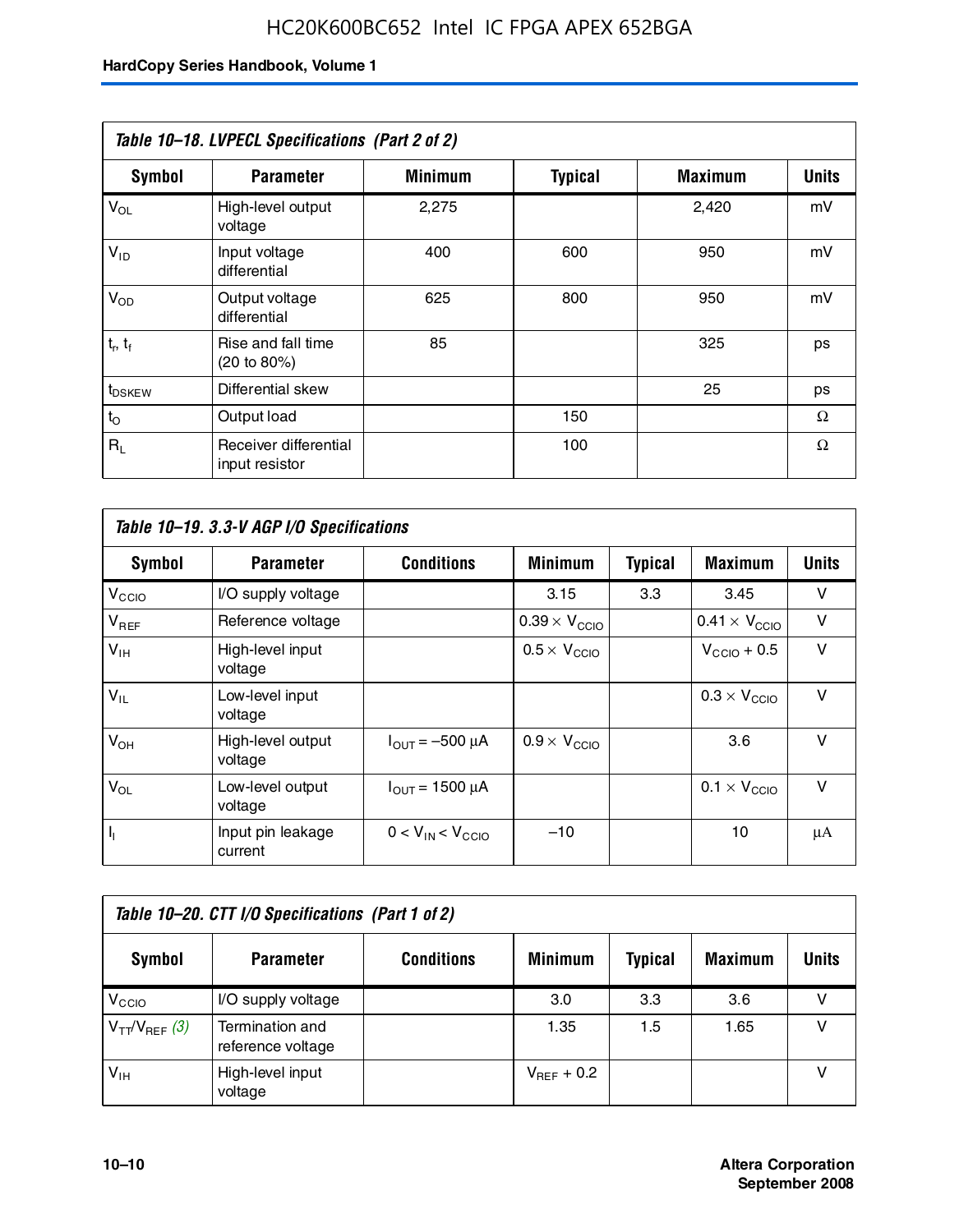**Table 10–18. LVPECL Specifications (Part 2 of 2)**

| Symbol | Parameter | Minimum | Typical | Maximum | Units |
|---|---|---|---|---|---|
| $V_{OL}$ | High-level output voltage | 2,275 | | 2,420 | mV |
| $V_{ID}$ | Input voltage differential | 400 | 600 | 950 | mV |
| $V_{OD}$ | Output voltage differential | 625 | 800 | 950 | mV |
| $t_r$, $t_f$ | Rise and fall time (20 to 80%) | 85 | | 325 | ps |
| $t_{DSKEW}$ | Differential skew | | | 25 | ps |
| $t_O$ | Output load | | 150 | | Ω |
| $R_L$ | Receiver differential input resistor | | 100 | | Ω |

**Table 10–19. 3.3-V AGP I/O Specifications**

| Symbol | Parameter | Conditions | Minimum | Typical | Maximum | Units |
|---|---|---|---|---|---|---|
| $V_{CCIO}$ | I/O supply voltage | | 3.15 | 3.3 | 3.45 | V |
| $V_{REF}$ | Reference voltage | | $0.39 \times V_{CCIO}$ | | $0.41 \times V_{CCIO}$ | V |
| $V_{IH}$ | High-level input voltage | | $0.5 \times V_{CCIO}$ | | $V_{CCIO} + 0.5$ | V |
| $V_{IL}$ | Low-level input voltage | | | | $0.3 \times V_{CCIO}$ | V |
| $V_{OH}$ | High-level output voltage | $I_{OUT} = -500$ µA | $0.9 \times V_{CCIO}$ | | 3.6 | V |
| $V_{OL}$ | Low-level output voltage | $I_{OUT} = 1500$ µA | | | $0.1 \times V_{CCIO}$ | V |
| $I_I$ | Input pin leakage current | $0 < V_{IN} < V_{CCIO}$ | –10 | | 10 | µA |

**Table 10–20. CTT I/O Specifications (Part 1 of 2)**

| Symbol | Parameter | Conditions | Minimum | Typical | Maximum | Units |
|---|---|---|---|---|---|---|
| $V_{CCIO}$ | I/O supply voltage | | 3.0 | 3.3 | 3.6 | V |
| $V_{TT}/V_{REF}$ *(3)* | Termination and reference voltage | | 1.35 | 1.5 | 1.65 | V |
| $V_{IH}$ | High-level input voltage | | $V_{REF} + 0.2$ | | | V |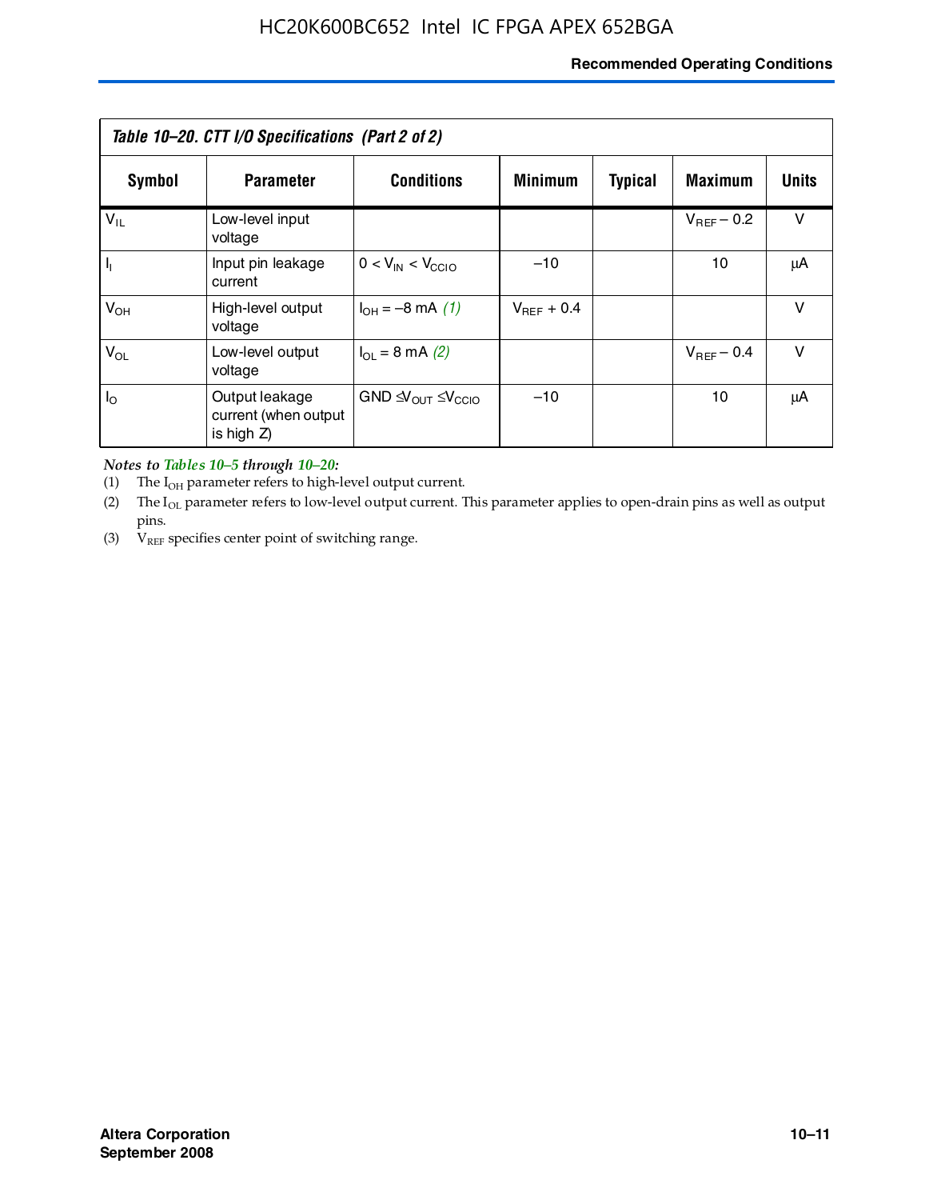*Table 10–20. CTT I/O Specifications (Part 2 of 2)*

| Symbol | Parameter | Conditions | Minimum | Typical | Maximum | Units |
|---|---|---|---|---|---|---|
| $V_{IL}$ | Low-level input voltage | | | | $V_{REF}$ – 0.2 | V |
| $I_I$ | Input pin leakage current | $0 < V_{IN} < V_{CCIO}$ | –10 | | 10 | μA |
| $V_{OH}$ | High-level output voltage | $I_{OH}$ = –8 mA *(1)* | $V_{REF}$ + 0.4 | | | V |
| $V_{OL}$ | Low-level output voltage | $I_{OL}$ = 8 mA *(2)* | | | $V_{REF}$ – 0.4 | V |
| $I_O$ | Output leakage current (when output is high Z) | GND $\leq V_{OUT} \leq V_{CCIO}$ | –10 | | 10 | μA |

***Notes to Tables 10–5 through 10–20:***

(1) The $I_{OH}$ parameter refers to high-level output current.

(2) The $I_{OL}$ parameter refers to low-level output current. This parameter applies to open-drain pins as well as output pins.

(3) $V_{REF}$ specifies center point of switching range.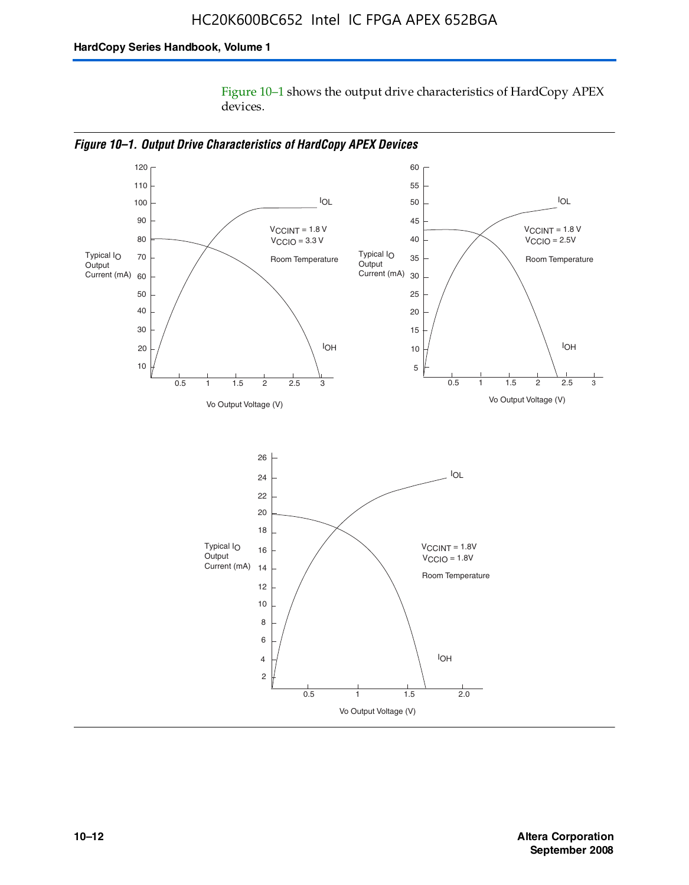Figure 10–1 shows the output drive characteristics of HardCopy APEX devices.

*Figure 10–1. Output Drive Characteristics of HardCopy APEX Devices*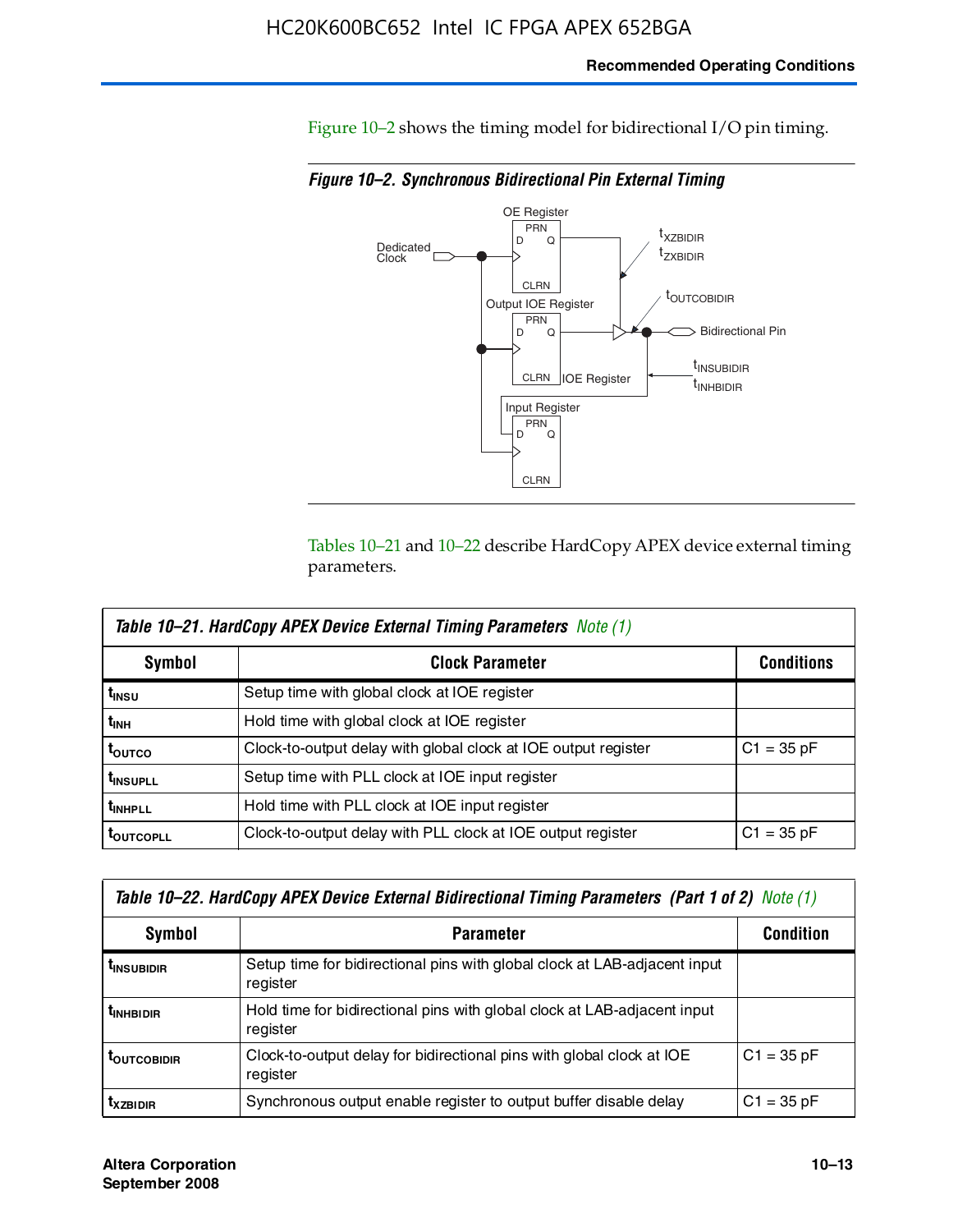Figure 10–2 shows the timing model for bidirectional I/O pin timing.

*Figure 10–2. Synchronous Bidirectional Pin External Timing*

Tables 10–21 and 10–22 describe HardCopy APEX device external timing parameters.

| Table 10–21. HardCopy APEX Device External Timing Parameters *Note (1)* | | |
|---|---|---|
| **Symbol** | **Clock Parameter** | **Conditions** |
| $t_{INSU}$ | Setup time with global clock at IOE register | |
| $t_{INH}$ | Hold time with global clock at IOE register | |
| $t_{OUTCO}$ | Clock-to-output delay with global clock at IOE output register | C1 = 35 pF |
| $t_{INSUPLL}$ | Setup time with PLL clock at IOE input register | |
| $t_{INHPLL}$ | Hold time with PLL clock at IOE input register | |
| $t_{OUTCOPLL}$ | Clock-to-output delay with PLL clock at IOE output register | C1 = 35 pF |

| Table 10–22. HardCopy APEX Device External Bidirectional Timing Parameters (Part 1 of 2) *Note (1)* | | |
|---|---|---|
| **Symbol** | **Parameter** | **Condition** |
| $t_{INSUBIDIR}$ | Setup time for bidirectional pins with global clock at LAB-adjacent input register | |
| $t_{INHBIDIR}$ | Hold time for bidirectional pins with global clock at LAB-adjacent input register | |
| $t_{OUTCOBIDIR}$ | Clock-to-output delay for bidirectional pins with global clock at IOE register | C1 = 35 pF |
| $t_{XZBIDIR}$ | Synchronous output enable register to output buffer disable delay | C1 = 35 pF |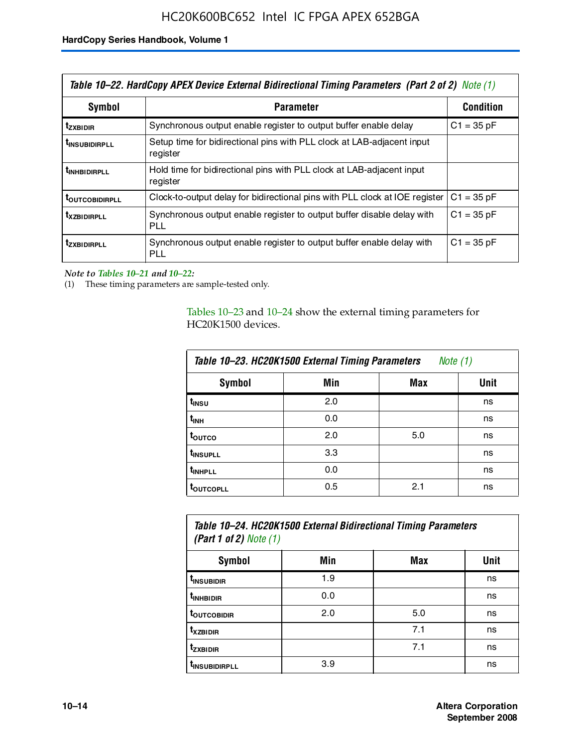| Table 10–22. HardCopy APEX Device External Bidirectional Timing Parameters (Part 2 of 2) Note (1) | | |
|---|---|---|
| **Symbol** | **Parameter** | **Condition** |
| $t_{ZXBIDIR}$ | Synchronous output enable register to output buffer enable delay | C1 = 35 pF |
| $t_{INSUBIDIRPLL}$ | Setup time for bidirectional pins with PLL clock at LAB-adjacent input register | |
| $t_{INHBIDIRPLL}$ | Hold time for bidirectional pins with PLL clock at LAB-adjacent input register | |
| $t_{OUTCOBIDIRPLL}$ | Clock-to-output delay for bidirectional pins with PLL clock at IOE register | C1 = 35 pF |
| $t_{XZBIDIRPLL}$ | Synchronous output enable register to output buffer disable delay with PLL | C1 = 35 pF |
| $t_{ZXBIDIRPLL}$ | Synchronous output enable register to output buffer enable delay with PLL | C1 = 35 pF |

*Note to Tables 10–21 and 10–22:*

(1) These timing parameters are sample-tested only.

Tables 10–23 and 10–24 show the external timing parameters for HC20K1500 devices.

| Table 10–23. HC20K1500 External Timing Parameters Note (1) | | | |
|---|---|---|---|
| **Symbol** | **Min** | **Max** | **Unit** |
| $t_{INSU}$ | 2.0 | | ns |
| $t_{INH}$ | 0.0 | | ns |
| $t_{OUTCO}$ | 2.0 | 5.0 | ns |
| $t_{INSUPLL}$ | 3.3 | | ns |
| $t_{INHPLL}$ | 0.0 | | ns |
| $t_{OUTCOPLL}$ | 0.5 | 2.1 | ns |

| Table 10–24. HC20K1500 External Bidirectional Timing Parameters (Part 1 of 2) Note (1) | | | |
|---|---|---|---|
| **Symbol** | **Min** | **Max** | **Unit** |
| $t_{INSUBIDIR}$ | 1.9 | | ns |
| $t_{INHBIDIR}$ | 0.0 | | ns |
| $t_{OUTCOBIDIR}$ | 2.0 | 5.0 | ns |
| $t_{XZBIDIR}$ | | 7.1 | ns |
| $t_{ZXBIDIR}$ | | 7.1 | ns |
| $t_{INSUBIDIRPLL}$ | 3.9 | | ns |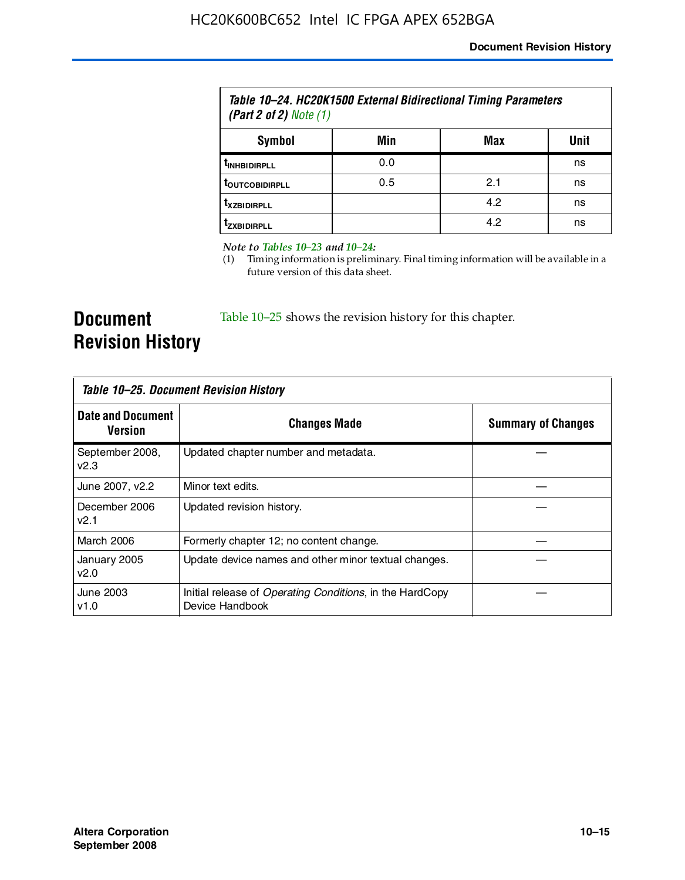Table 10–24. HC20K1500 External Bidirectional Timing Parameters (Part 2 of 2) Note (1)

| Symbol | Min | Max | Unit |
|---|---|---|---|
| $t_{INHBIDIRPLL}$ | 0.0 | | ns |
| $t_{OUTCOBIDIRPLL}$ | 0.5 | 2.1 | ns |
| $t_{XZBIDIRPLL}$ | | 4.2 | ns |
| $t_{ZXBIDIRPLL}$ | | 4.2 | ns |

*Note to Tables 10–23 and 10–24:*

(1) Timing information is preliminary. Final timing information will be available in a future version of this data sheet.

## Document Revision History

Table 10–25 shows the revision history for this chapter.

Table 10–25. Document Revision History

| Date and Document Version | Changes Made | Summary of Changes |
|---|---|---|
| September 2008, v2.3 | Updated chapter number and metadata. | — |
| June 2007, v2.2 | Minor text edits. | — |
| December 2006 v2.1 | Updated revision history. | — |
| March 2006 | Formerly chapter 12; no content change. | — |
| January 2005 v2.0 | Update device names and other minor textual changes. | — |
| June 2003 v1.0 | Initial release of *Operating Conditions*, in the HardCopy Device Handbook | — |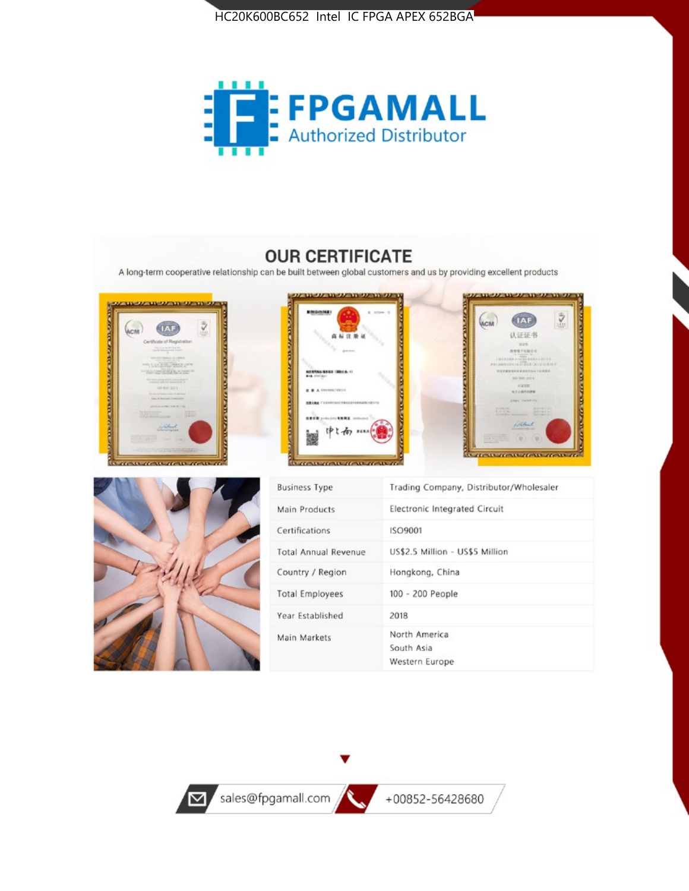FPGAMALL
Authorized Distributor

## OUR CERTIFICATE

A long-term cooperative relationship can be built between global customers and us by providing excellent products

| | |
|---|---|
| Business Type | Trading Company, Distributor/Wholesaler |
| Main Products | Electronic Integrated Circuit |
| Certifications | ISO9001 |
| Total Annual Revenue | US$2.5 Million - US$5 Million |
| Country / Region | Hongkong, China |
| Total Employees | 100 - 200 People |
| Year Established | 2018 |
| Main Markets | North America<br>South Asia<br>Western Europe |

sales@fpgamall.com

+00852-56428680